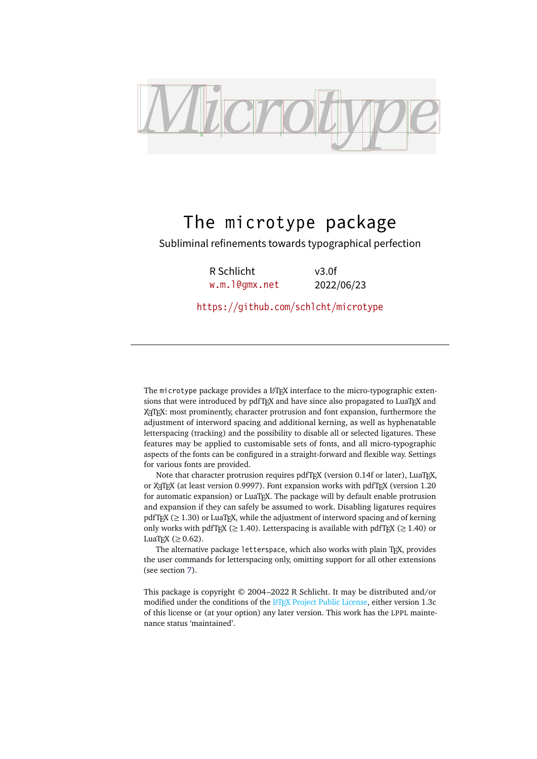# Microtype

# The microtype package

Subliminal refinements towards typographical perfection

| R Schlicht | v3.0f |
|---|---|
| w.m.l@gmx.net | 2022/06/23 |

https://github.com/schlcht/microtype

---

The microtype package provides a LaTeX interface to the micro-typographic extensions that were introduced by pdfTeX and have since also propagated to LuaTeX and XeTeX: most prominently, character protrusion and font expansion, furthermore the adjustment of interword spacing and additional kerning, as well as hyphenatable letterspacing (tracking) and the possibility to disable all or selected ligatures. These features may be applied to customisable sets of fonts, and all micro-typographic aspects of the fonts can be configured in a straight-forward and flexible way. Settings for various fonts are provided.

Note that character protrusion requires pdfTeX (version 0.14f or later), LuaTeX, or XeTeX (at least version 0.9997). Font expansion works with pdfTeX (version 1.20 for automatic expansion) or LuaTeX. The package will by default enable protrusion and expansion if they can safely be assumed to work. Disabling ligatures requires pdfTeX ($\geq$ 1.30) or LuaTeX, while the adjustment of interword spacing and of kerning only works with pdfTeX ($\geq$ 1.40). Letterspacing is available with pdfTeX ($\geq$ 1.40) or LuaTeX ($\geq$ 0.62).

The alternative package letterspace, which also works with plain TeX, provides the user commands for letterspacing only, omitting support for all other extensions (see section 7).

This package is copyright © 2004–2022 R Schlicht. It may be distributed and/or modified under the conditions of the LaTeX Project Public License, either version 1.3c of this license or (at your option) any later version. This work has the LPPL maintenance status 'maintained'.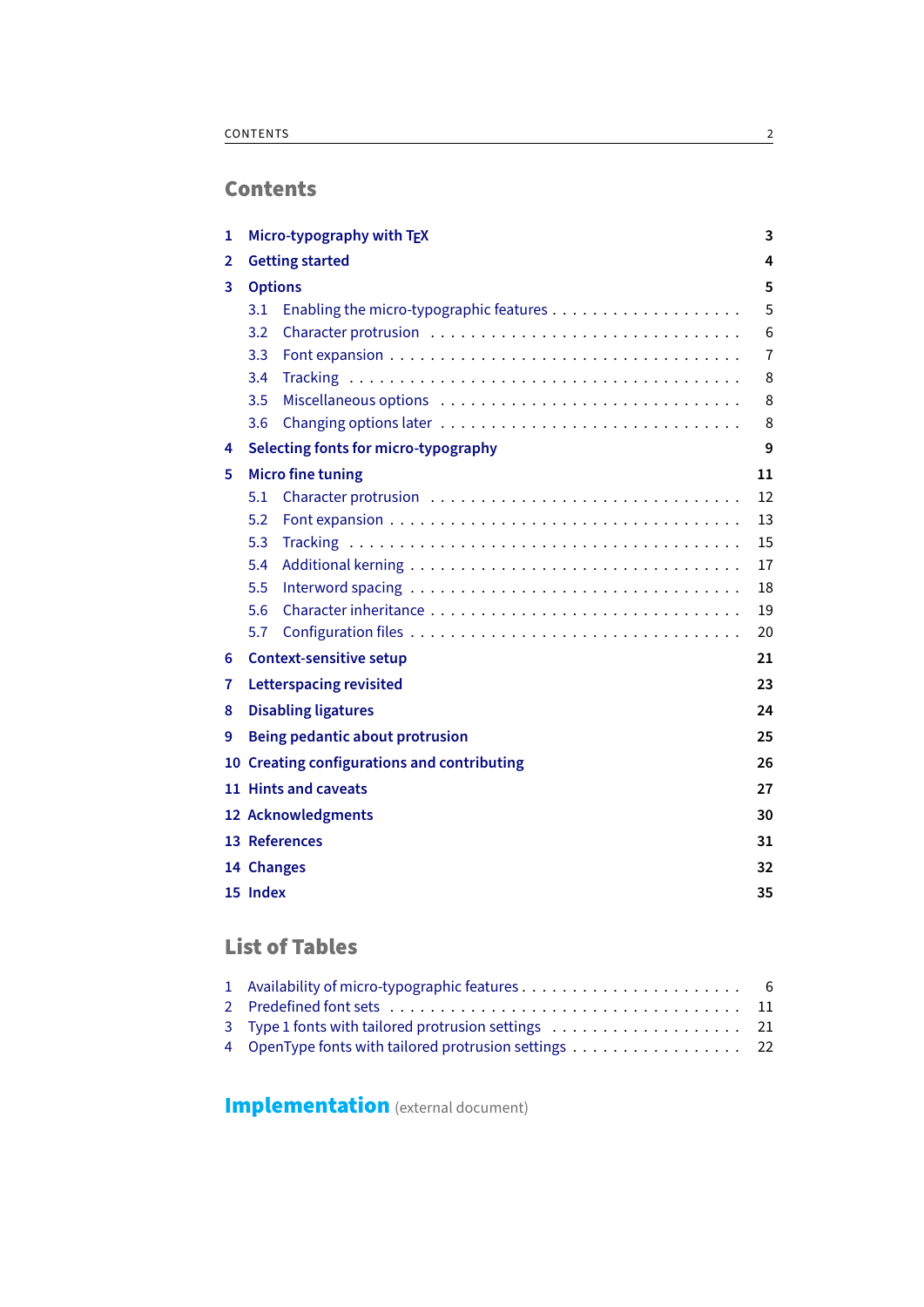## Contents

1 Micro-typography with TEX — 3

2 Getting started — 4

3 Options — 5
- 3.1 Enabling the micro-typographic features — 5
- 3.2 Character protrusion — 6
- 3.3 Font expansion — 7
- 3.4 Tracking — 8
- 3.5 Miscellaneous options — 8
- 3.6 Changing options later — 8

4 Selecting fonts for micro-typography — 9

5 Micro fine tuning — 11
- 5.1 Character protrusion — 12
- 5.2 Font expansion — 13
- 5.3 Tracking — 15
- 5.4 Additional kerning — 17
- 5.5 Interword spacing — 18
- 5.6 Character inheritance — 19
- 5.7 Configuration files — 20

6 Context-sensitive setup — 21

7 Letterspacing revisited — 23

8 Disabling ligatures — 24

9 Being pedantic about protrusion — 25

10 Creating configurations and contributing — 26

11 Hints and caveats — 27

12 Acknowledgments — 30

13 References — 31

14 Changes — 32

15 Index — 35

## List of Tables

1 Availability of micro-typographic features — 6

2 Predefined font sets — 11

3 Type 1 fonts with tailored protrusion settings — 21

4 OpenType fonts with tailored protrusion settings — 22

## Implementation (external document)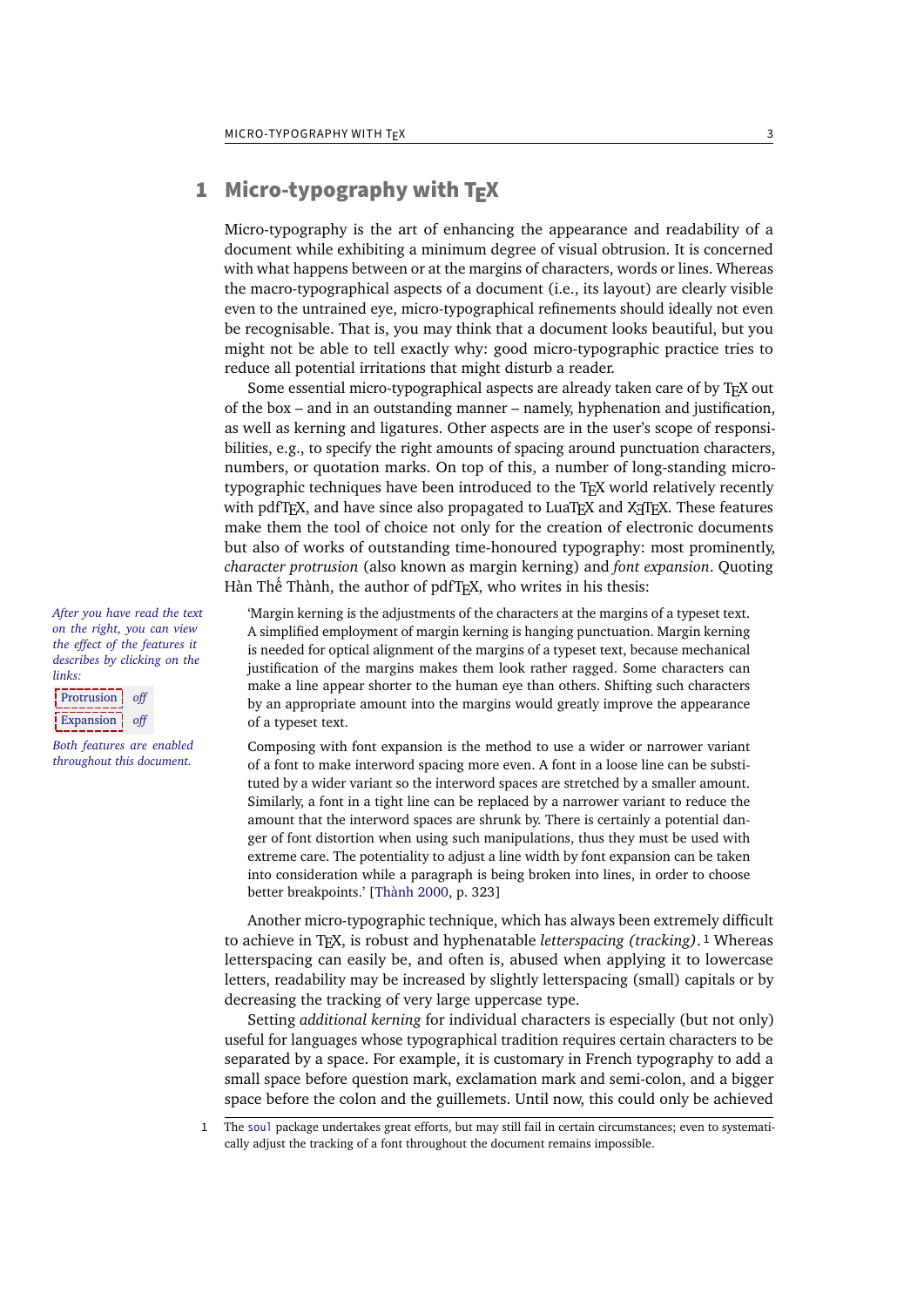# 1 Micro-typography with TEX

Micro-typography is the art of enhancing the appearance and readability of a document while exhibiting a minimum degree of visual obtrusion. It is concerned with what happens between or at the margins of characters, words or lines. Whereas the macro-typographical aspects of a document (i.e., its layout) are clearly visible even to the untrained eye, micro-typographical refinements should ideally not even be recognisable. That is, you may think that a document looks beautiful, but you might not be able to tell exactly why: good micro-typographic practice tries to reduce all potential irritations that might disturb a reader.

Some essential micro-typographical aspects are already taken care of by TEX out of the box – and in an outstanding manner – namely, hyphenation and justification, as well as kerning and ligatures. Other aspects are in the user's scope of responsibilities, e.g., to specify the right amounts of spacing around punctuation characters, numbers, or quotation marks. On top of this, a number of long-standing micro-typographic techniques have been introduced to the TEX world relatively recently with pdfTEX, and have since also propagated to LuaTEX and XƎTEX. These features make them the tool of choice not only for the creation of electronic documents but also of works of outstanding time-honoured typography: most prominently, *character protrusion* (also known as margin kerning) and *font expansion*. Quoting Hàn Thế Thành, the author of pdfTEX, who writes in his thesis:

*After you have read the text on the right, you can view the effect of the features it describes by clicking on the links:*

Protrusion *off*
Expansion *off*

*Both features are enabled throughout this document.*

> 'Margin kerning is the adjustments of the characters at the margins of a typeset text. A simplified employment of margin kerning is hanging punctuation. Margin kerning is needed for optical alignment of the margins of a typeset text, because mechanical justification of the margins makes them look rather ragged. Some characters can make a line appear shorter to the human eye than others. Shifting such characters by an appropriate amount into the margins would greatly improve the appearance of a typeset text.
>
> Composing with font expansion is the method to use a wider or narrower variant of a font to make interword spacing more even. A font in a loose line can be substituted by a wider variant so the interword spaces are stretched by a smaller amount. Similarly, a font in a tight line can be replaced by a narrower variant to reduce the amount that the interword spaces are shrunk by. There is certainly a potential danger of font distortion when using such manipulations, thus they must be used with extreme care. The potentiality to adjust a line width by font expansion can be taken into consideration while a paragraph is being broken into lines, in order to choose better breakpoints.' [Thành 2000, p. 323]

Another micro-typographic technique, which has always been extremely difficult to achieve in TEX, is robust and hyphenatable *letterspacing (tracking)*. [1] Whereas letterspacing can easily be, and often is, abused when applying it to lowercase letters, readability may be increased by slightly letterspacing (small) capitals or by decreasing the tracking of very large uppercase type.

Setting *additional kerning* for individual characters is especially (but not only) useful for languages whose typographical tradition requires certain characters to be separated by a space. For example, it is customary in French typography to add a small space before question mark, exclamation mark and semi-colon, and a bigger space before the colon and the guillemets. Until now, this could only be achieved

1 The `soul` package undertakes great efforts, but may still fail in certain circumstances; even to systematically adjust the tracking of a font throughout the document remains impossible.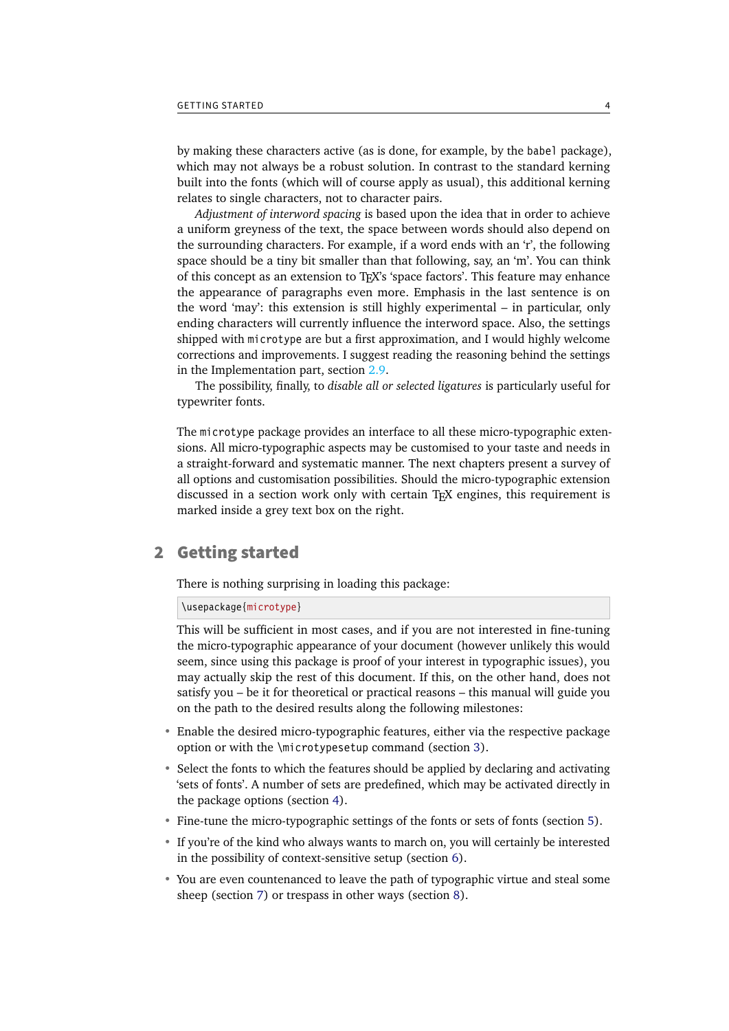by making these characters active (as is done, for example, by the `babel` package), which may not always be a robust solution. In contrast to the standard kerning built into the fonts (which will of course apply as usual), this additional kerning relates to single characters, not to character pairs.

*Adjustment of interword spacing* is based upon the idea that in order to achieve a uniform greyness of the text, the space between words should also depend on the surrounding characters. For example, if a word ends with an 'r', the following space should be a tiny bit smaller than that following, say, an 'm'. You can think of this concept as an extension to TEX's 'space factors'. This feature may enhance the appearance of paragraphs even more. Emphasis in the last sentence is on the word 'may': this extension is still highly experimental – in particular, only ending characters will currently influence the interword space. Also, the settings shipped with `microtype` are but a first approximation, and I would highly welcome corrections and improvements. I suggest reading the reasoning behind the settings in the Implementation part, section 2.9.

The possibility, finally, to *disable all or selected ligatures* is particularly useful for typewriter fonts.

The `microtype` package provides an interface to all these micro-typographic extensions. All micro-typographic aspects may be customised to your taste and needs in a straight-forward and systematic manner. The next chapters present a survey of all options and customisation possibilities. Should the micro-typographic extension discussed in a section work only with certain TEX engines, this requirement is marked inside a grey text box on the right.

## 2 Getting started

There is nothing surprising in loading this package:

```
\usepackage{microtype}
```

This will be sufficient in most cases, and if you are not interested in fine-tuning the micro-typographic appearance of your document (however unlikely this would seem, since using this package is proof of your interest in typographic issues), you may actually skip the rest of this document. If this, on the other hand, does not satisfy you – be it for theoretical or practical reasons – this manual will guide you on the path to the desired results along the following milestones:

- Enable the desired micro-typographic features, either via the respective package option or with the `\microtypesetup` command (section 3).
- Select the fonts to which the features should be applied by declaring and activating 'sets of fonts'. A number of sets are predefined, which may be activated directly in the package options (section 4).
- Fine-tune the micro-typographic settings of the fonts or sets of fonts (section 5).
- If you're of the kind who always wants to march on, you will certainly be interested in the possibility of context-sensitive setup (section 6).
- You are even countenanced to leave the path of typographic virtue and steal some sheep (section 7) or trespass in other ways (section 8).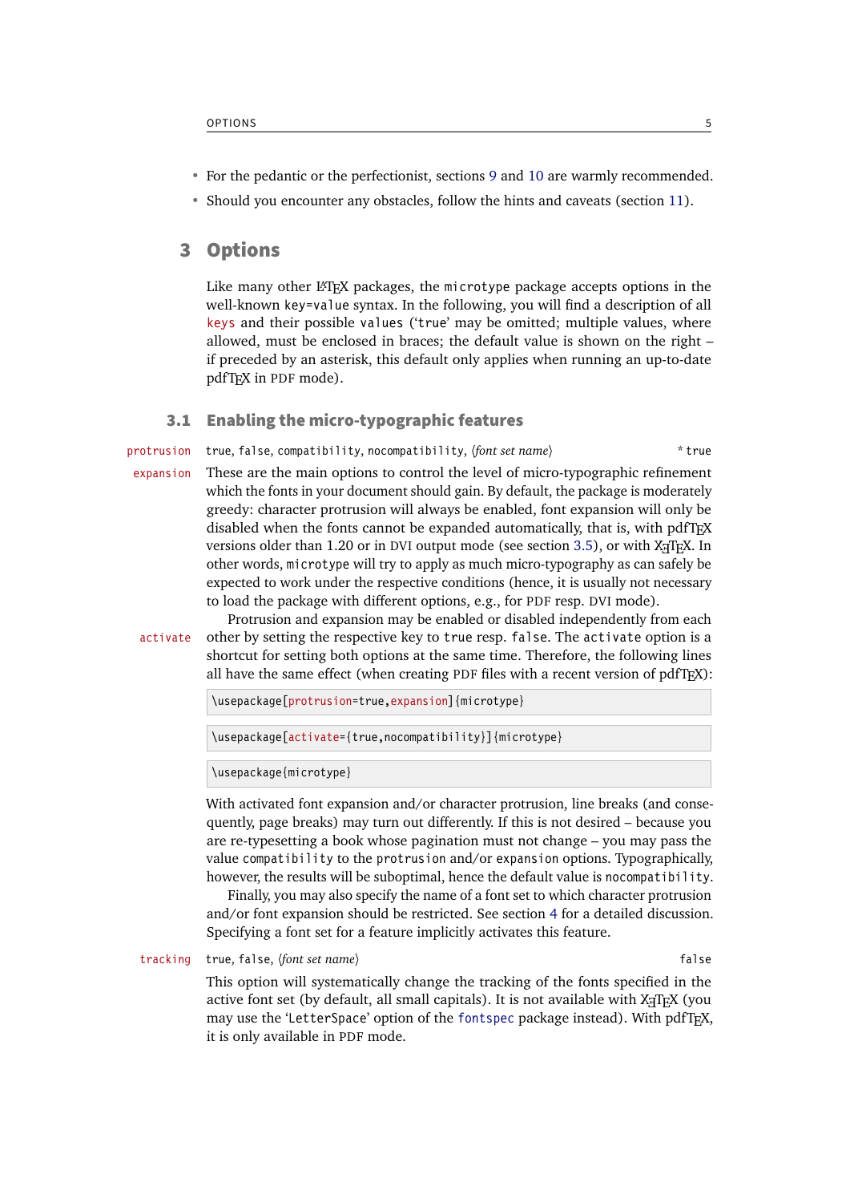- For the pedantic or the perfectionist, sections 9 and 10 are warmly recommended.
- Should you encounter any obstacles, follow the hints and caveats (section 11).

# 3 Options

Like many other LaTeX packages, the `microtype` package accepts options in the well-known `key=value` syntax. In the following, you will find a description of all `keys` and their possible `values` (‘`true`’ may be omitted; multiple values, where allowed, must be enclosed in braces; the default value is shown on the right – if preceded by an asterisk, this default only applies when running an up-to-date pdfTeX in PDF mode).

## 3.1 Enabling the micro-typographic features

**`protrusion`** `true`, `false`, `compatibility`, `nocompatibility`, ⟨*font set name*⟩ — * `true`

**`expansion`**

These are the main options to control the level of micro-typographic refinement which the fonts in your document should gain. By default, the package is moderately greedy: character protrusion will always be enabled, font expansion will only be disabled when the fonts cannot be expanded automatically, that is, with pdfTeX versions older than 1.20 or in DVI output mode (see section 3.5), or with XeTeX. In other words, `microtype` will try to apply as much micro-typography as can safely be expected to work under the respective conditions (hence, it is usually not necessary to load the package with different options, e.g., for PDF resp. DVI mode).

**`activate`**

Protrusion and expansion may be enabled or disabled independently from each other by setting the respective key to `true` resp. `false`. The `activate` option is a shortcut for setting both options at the same time. Therefore, the following lines all have the same effect (when creating PDF files with a recent version of pdfTeX):

```
\usepackage[protrusion=true,expansion]{microtype}
```

```
\usepackage[activate={true,nocompatibility}]{microtype}
```

```
\usepackage{microtype}
```

With activated font expansion and/or character protrusion, line breaks (and consequently, page breaks) may turn out differently. If this is not desired – because you are re-typesetting a book whose pagination must not change – you may pass the value `compatibility` to the `protrusion` and/or `expansion` options. Typographically, however, the results will be suboptimal, hence the default value is `nocompatibility`.

Finally, you may also specify the name of a font set to which character protrusion and/or font expansion should be restricted. See section 4 for a detailed discussion. Specifying a font set for a feature implicitly activates this feature.

**`tracking`** `true`, `false`, ⟨*font set name*⟩ — `false`

This option will systematically change the tracking of the fonts specified in the active font set (by default, all small capitals). It is not available with XeTeX (you may use the ‘`LetterSpace`’ option of the `fontspec` package instead). With pdfTeX, it is only available in PDF mode.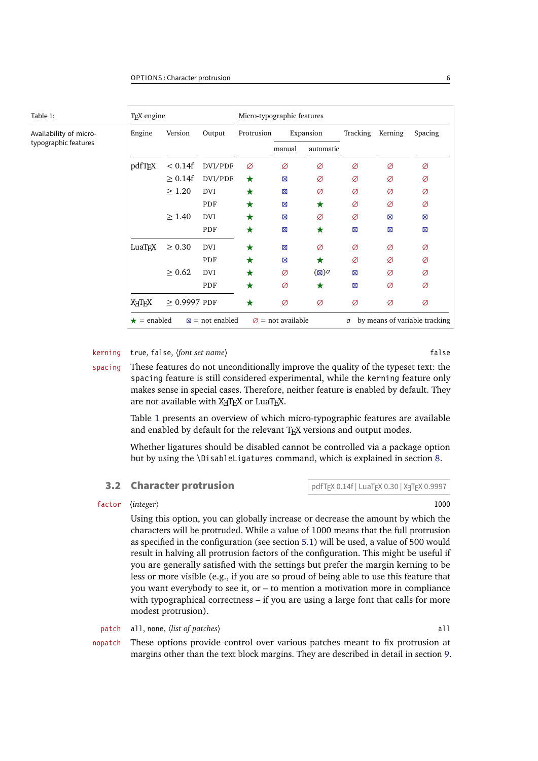Table 1: Availability of micro-typographic features

| TeX engine | | | Micro-typographic features | | | | | |
|---|---|---|---|---|---|---|---|---|
| Engine | Version | Output | Protrusion | Expansion | | Tracking | Kerning | Spacing |
| | | | | manual | automatic | | | |
| pdfTeX | < 0.14f | DVI/PDF | ∅ | ∅ | ∅ | ∅ | ∅ | ∅ |
| | ≥ 0.14f | DVI/PDF | ★ | ⊠ | ∅ | ∅ | ∅ | ∅ |
| | ≥ 1.20 | DVI | ★ | ⊠ | ∅ | ∅ | ∅ | ∅ |
| | | PDF | ★ | ⊠ | ★ | ∅ | ∅ | ∅ |
| | ≥ 1.40 | DVI | ★ | ⊠ | ∅ | ∅ | ⊠ | ⊠ |
| | | PDF | ★ | ⊠ | ★ | ⊠ | ⊠ | ⊠ |
| LuaTeX | ≥ 0.30 | DVI | ★ | ⊠ | ∅ | ∅ | ∅ | ∅ |
| | | PDF | ★ | ⊠ | ★ | ∅ | ∅ | ∅ |
| | ≥ 0.62 | DVI | ★ | ∅ | (⊠)[a] | ⊠ | ∅ | ∅ |
| | | PDF | ★ | ∅ | ★ | ⊠ | ∅ | ∅ |
| XeTeX | ≥ 0.9997 | PDF | ★ | ∅ | ∅ | ∅ | ∅ | ∅ |

★ = enabled   ⊠ = not enabled   ∅ = not available   [a] by means of variable tracking

`kerning` `spacing` true, false, ⟨*font set name*⟩ — default: `false`

These features do not unconditionally improve the quality of the typeset text: the `spacing` feature is still considered experimental, while the `kerning` feature only makes sense in special cases. Therefore, neither feature is enabled by default. They are not available with XeTeX or LuaTeX.

Table 1 presents an overview of which micro-typographic features are available and enabled by default for the relevant TeX versions and output modes.

Whether ligatures should be disabled cannot be controlled via a package option but by using the `\DisableLigatures` command, which is explained in section 8.

## 3.2 Character protrusion

pdfTeX 0.14f | LuaTeX 0.30 | XeTeX 0.9997

`factor` ⟨*integer*⟩ — default: 1000

Using this option, you can globally increase or decrease the amount by which the characters will be protruded. While a value of 1000 means that the full protrusion as specified in the configuration (see section 5.1) will be used, a value of 500 would result in halving all protrusion factors of the configuration. This might be useful if you are generally satisfied with the settings but prefer the margin kerning to be less or more visible (e.g., if you are so proud of being able to use this feature that you want everybody to see it, or – to mention a motivation more in compliance with typographical correctness – if you are using a large font that calls for more modest protrusion).

`patch` `nopatch` all, none, ⟨*list of patches*⟩ — default: `all`

These options provide control over various patches meant to fix protrusion at margins other than the text block margins. They are described in detail in section 9.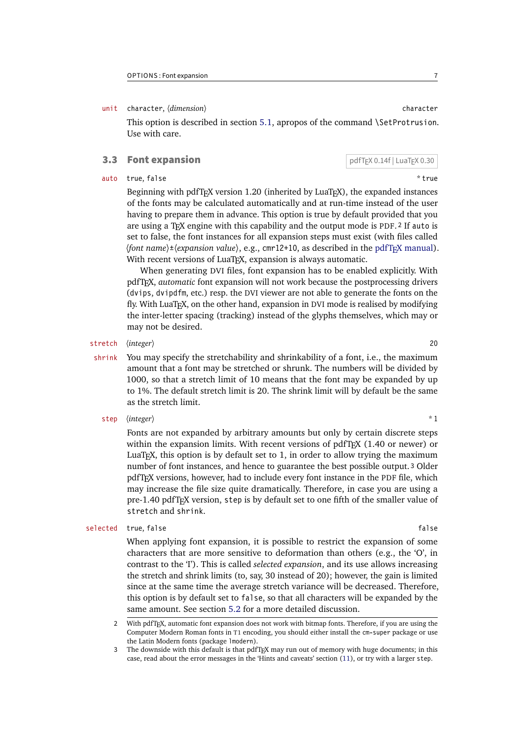**unit** `character`, ⟨*dimension*⟩ — default: `character`

This option is described in section 5.1, apropos of the command `\SetProtrusion`. Use with care.

### 3.3 Font expansion

pdfTEX 0.14f | LuaTEX 0.30

**auto** `true`, `false` — default: * `true`

Beginning with pdfTEX version 1.20 (inherited by LuaTEX), the expanded instances of the fonts may be calculated automatically and at run-time instead of the user having to prepare them in advance. This option is true by default provided that you are using a TEX engine with this capability and the output mode is PDF.[2] If `auto` is set to false, the font instances for all expansion steps must exist (with files called ⟨*font name*⟩±⟨*expansion value*⟩, e.g., `cmr12+10`, as described in the pdfTEX manual). With recent versions of LuaTEX, expansion is always automatic.

When generating DVI files, font expansion has to be enabled explicitly. With pdfTEX, *automatic* font expansion will not work because the postprocessing drivers (`dvips`, `dvipdfm`, etc.) resp. the DVI viewer are not able to generate the fonts on the fly. With LuaTEX, on the other hand, expansion in DVI mode is realised by modifying the inter-letter spacing (tracking) instead of the glyphs themselves, which may or may not be desired.

**stretch** ⟨*integer*⟩ — default: `20`
**shrink**

You may specify the stretchability and shrinkability of a font, i.e., the maximum amount that a font may be stretched or shrunk. The numbers will be divided by 1000, so that a stretch limit of 10 means that the font may be expanded by up to 1%. The default stretch limit is 20. The shrink limit will by default be the same as the stretch limit.

**step** ⟨*integer*⟩ — default: * `1`

Fonts are not expanded by arbitrary amounts but only by certain discrete steps within the expansion limits. With recent versions of pdfTEX (1.40 or newer) or LuaTEX, this option is by default set to 1, in order to allow trying the maximum number of font instances, and hence to guarantee the best possible output.[3] Older pdfTEX versions, however, had to include every font instance in the PDF file, which may increase the file size quite dramatically. Therefore, in case you are using a pre-1.40 pdfTEX version, `step` is by default set to one fifth of the smaller value of `stretch` and `shrink`.

**selected** `true`, `false` — default: `false`

When applying font expansion, it is possible to restrict the expansion of some characters that are more sensitive to deformation than others (e.g., the 'O', in contrast to the 'I'). This is called *selected expansion*, and its use allows increasing the stretch and shrink limits (to, say, 30 instead of 20); however, the gain is limited since at the same time the average stretch variance will be decreased. Therefore, this option is by default set to `false`, so that all characters will be expanded by the same amount. See section 5.2 for a more detailed discussion.

---

[2] With pdfTEX, automatic font expansion does not work with bitmap fonts. Therefore, if you are using the Computer Modern Roman fonts in T1 encoding, you should either install the `cm-super` package or use the Latin Modern fonts (package `lmodern`).

[3] The downside with this default is that pdfTEX may run out of memory with huge documents; in this case, read about the error messages in the 'Hints and caveats' section (11), or try with a larger `step`.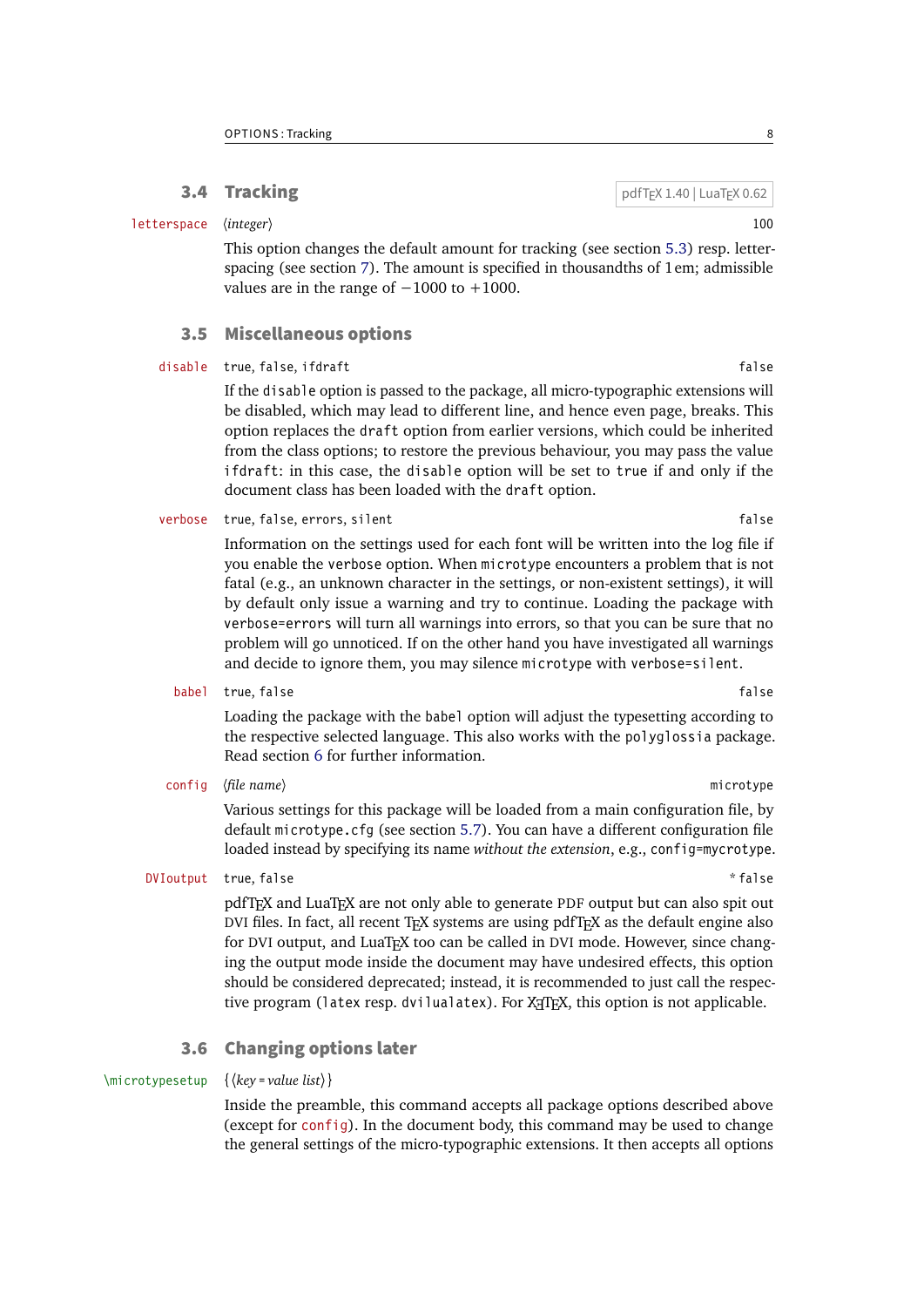### 3.4 Tracking

pdfTEX 1.40 | LuaTEX 0.62

`letterspace` ⟨*integer*⟩ 100

This option changes the default amount for tracking (see section 5.3) resp. letterspacing (see section 7). The amount is specified in thousandths of 1 em; admissible values are in the range of −1000 to +1000.

### 3.5 Miscellaneous options

`disable` `true`, `false`, `ifdraft` `false`

If the `disable` option is passed to the package, all micro-typographic extensions will be disabled, which may lead to different line, and hence even page, breaks. This option replaces the `draft` option from earlier versions, which could be inherited from the class options; to restore the previous behaviour, you may pass the value `ifdraft`: in this case, the `disable` option will be set to `true` if and only if the document class has been loaded with the `draft` option.

`verbose` `true`, `false`, `errors`, `silent` `false`

Information on the settings used for each font will be written into the log file if you enable the `verbose` option. When `microtype` encounters a problem that is not fatal (e.g., an unknown character in the settings, or non-existent settings), it will by default only issue a warning and try to continue. Loading the package with `verbose=errors` will turn all warnings into errors, so that you can be sure that no problem will go unnoticed. If on the other hand you have investigated all warnings and decide to ignore them, you may silence `microtype` with `verbose=silent`.

`babel` `true`, `false` `false`

Loading the package with the `babel` option will adjust the typesetting according to the respective selected language. This also works with the `polyglossia` package. Read section 6 for further information.

`config` ⟨*file name*⟩ `microtype`

Various settings for this package will be loaded from a main configuration file, by default `microtype.cfg` (see section 5.7). You can have a different configuration file loaded instead by specifying its name *without the extension*, e.g., `config=mycrotype`.

`DVIoutput` `true`, `false` * `false`

pdfTEX and LuaTEX are not only able to generate PDF output but can also spit out DVI files. In fact, all recent TEX systems are using pdfTEX as the default engine also for DVI output, and LuaTEX too can be called in DVI mode. However, since changing the output mode inside the document may have undesired effects, this option should be considered deprecated; instead, it is recommended to just call the respective program (`latex` resp. `dvilualatex`). For XƎTEX, this option is not applicable.

### 3.6 Changing options later

`\microtypesetup` {⟨*key = value list*⟩}

Inside the preamble, this command accepts all package options described above (except for `config`). In the document body, this command may be used to change the general settings of the micro-typographic extensions. It then accepts all options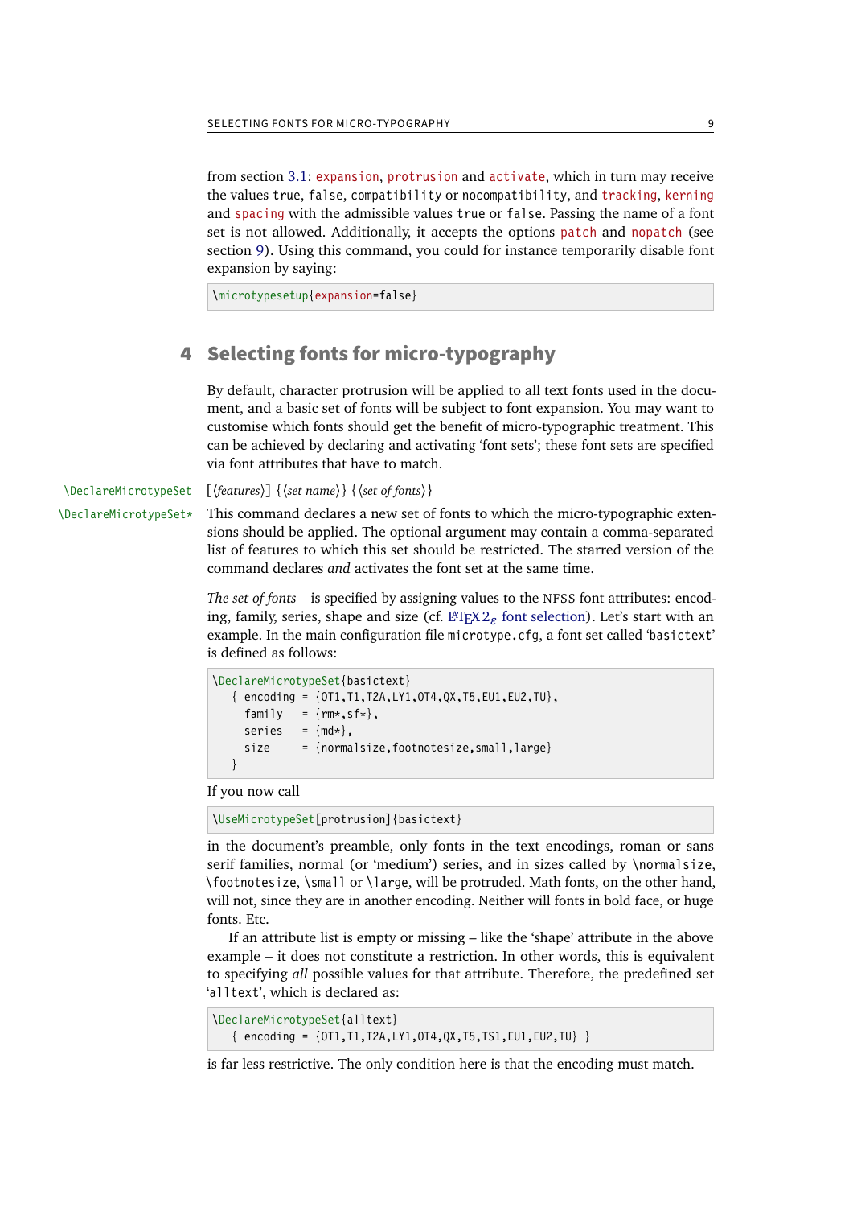from section 3.1: `expansion`, `protrusion` and `activate`, which in turn may receive the values `true`, `false`, `compatibility` or `nocompatibility`, and `tracking`, `kerning` and `spacing` with the admissible values `true` or `false`. Passing the name of a font set is not allowed. Additionally, it accepts the options `patch` and `nopatch` (see section 9). Using this command, you could for instance temporarily disable font expansion by saying:

```
\microtypesetup{expansion=false}
```

# 4 Selecting fonts for micro-typography

By default, character protrusion will be applied to all text fonts used in the document, and a basic set of fonts will be subject to font expansion. You may want to customise which fonts should get the benefit of micro-typographic treatment. This can be achieved by declaring and activating 'font sets'; these font sets are specified via font attributes that have to match.

`\DeclareMicrotypeSet` [⟨*features*⟩] {⟨*set name*⟩} {⟨*set of fonts*⟩}
`\DeclareMicrotypeSet*`

This command declares a new set of fonts to which the micro-typographic extensions should be applied. The optional argument may contain a comma-separated list of features to which this set should be restricted. The starred version of the command declares *and* activates the font set at the same time.

*The set of fonts* is specified by assigning values to the NFSS font attributes: encoding, family, series, shape and size (cf. LaTeX2ε font selection). Let's start with an example. In the main configuration file `microtype.cfg`, a font set called '`basictext`' is defined as follows:

```
\DeclareMicrotypeSet{basictext}
   { encoding = {OT1,T1,T2A,LY1,OT4,QX,T5,EU1,EU2,TU},
     family   = {rm*,sf*},
     series   = {md*},
     size     = {normalsize,footnotesize,small,large}
   }
```

If you now call

```
\UseMicrotypeSet[protrusion]{basictext}
```

in the document's preamble, only fonts in the text encodings, roman or sans serif families, normal (or 'medium') series, and in sizes called by `\normalsize`, `\footnotesize`, `\small` or `\large`, will be protruded. Math fonts, on the other hand, will not, since they are in another encoding. Neither will fonts in bold face, or huge fonts. Etc.

If an attribute list is empty or missing – like the 'shape' attribute in the above example – it does not constitute a restriction. In other words, this is equivalent to specifying *all* possible values for that attribute. Therefore, the predefined set '`alltext`', which is declared as:

```
\DeclareMicrotypeSet{alltext}
   { encoding = {OT1,T1,T2A,LY1,OT4,QX,T5,TS1,EU1,EU2,TU} }
```

is far less restrictive. The only condition here is that the encoding must match.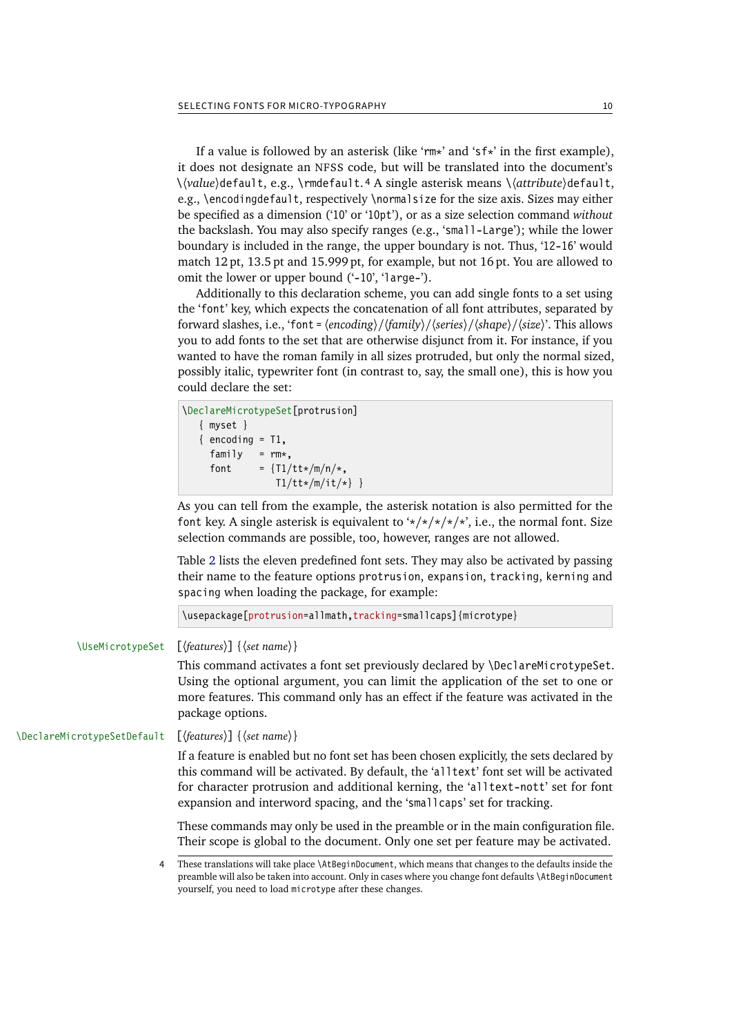If a value is followed by an asterisk (like '`rm*`' and '`sf*`' in the first example), it does not designate an NFSS code, but will be translated into the document's `\`⟨*value*⟩`default`, e.g., `\rmdefault`.[4] A single asterisk means `\`⟨*attribute*⟩`default`, e.g., `\encodingdefault`, respectively `\normalsize` for the size axis. Sizes may either be specified as a dimension ('`10`' or '`10pt`'), or as a size selection command *without* the backslash. You may also specify ranges (e.g., '`small-Large`'); while the lower boundary is included in the range, the upper boundary is not. Thus, '`12-16`' would match 12 pt, 13.5 pt and 15.999 pt, for example, but not 16 pt. You are allowed to omit the lower or upper bound ('`-10`', '`large-`').

Additionally to this declaration scheme, you can add single fonts to a set using the '`font`' key, which expects the concatenation of all font attributes, separated by forward slashes, i.e., '`font =` ⟨*encoding*⟩`/`⟨*family*⟩`/`⟨*series*⟩`/`⟨*shape*⟩`/`⟨*size*⟩'. This allows you to add fonts to the set that are otherwise disjunct from it. For instance, if you wanted to have the roman family in all sizes protruded, but only the normal sized, possibly italic, typewriter font (in contrast to, say, the small one), this is how you could declare the set:

```
\DeclareMicrotypeSet[protrusion]
   { myset }
   { encoding = T1,
     family   = rm*,
     font     = {T1/tt*/m/n/*,
                 T1/tt*/m/it/*} }
```

As you can tell from the example, the asterisk notation is also permitted for the `font` key. A single asterisk is equivalent to '`*/*/*/*/*`', i.e., the normal font. Size selection commands are possible, too, however, ranges are not allowed.

Table 2 lists the eleven predefined font sets. They may also be activated by passing their name to the feature options `protrusion`, `expansion`, `tracking`, `kerning` and `spacing` when loading the package, for example:

```
\usepackage[protrusion=allmath,tracking=smallcaps]{microtype}
```

`\UseMicrotypeSet` [⟨*features*⟩] {⟨*set name*⟩}

This command activates a font set previously declared by `\DeclareMicrotypeSet`. Using the optional argument, you can limit the application of the set to one or more features. This command only has an effect if the feature was activated in the package options.

`\DeclareMicrotypeSetDefault` [⟨*features*⟩] {⟨*set name*⟩}

If a feature is enabled but no font set has been chosen explicitly, the sets declared by this command will be activated. By default, the '`alltext`' font set will be activated for character protrusion and additional kerning, the '`alltext-nott`' set for font expansion and interword spacing, and the '`smallcaps`' set for tracking.

These commands may only be used in the preamble or in the main configuration file. Their scope is global to the document. Only one set per feature may be activated.

[4] These translations will take place `\AtBeginDocument`, which means that changes to the defaults inside the preamble will also be taken into account. Only in cases where you change font defaults `\AtBeginDocument` yourself, you need to load `microtype` after these changes.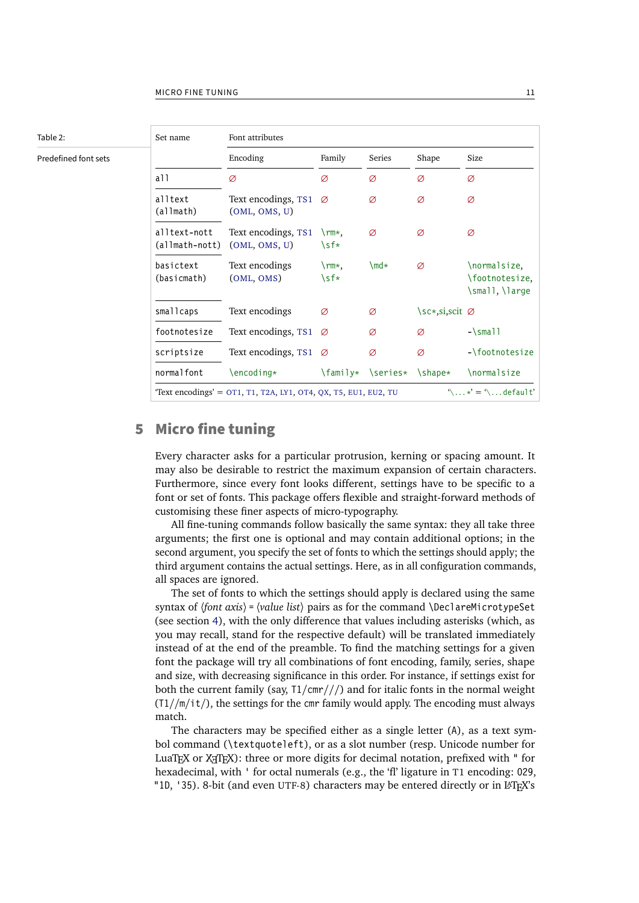Table 2: Predefined font sets

| Set name | Font attributes | | | | |
|---|---|---|---|---|---|
| | Encoding | Family | Series | Shape | Size |
| all | ∅ | ∅ | ∅ | ∅ | ∅ |
| alltext (allmath) | Text encodings, TS1 (OML, OMS, U) | ∅ | ∅ | ∅ | ∅ |
| alltext-nott (allmath-nott) | Text encodings, TS1 (OML, OMS, U) | \rm*, \sf* | ∅ | ∅ | ∅ |
| basictext (basicmath) | Text encodings (OML, OMS) | \rm*, \sf* | \md* | ∅ | \normalsize, \footnotesize, \small, \large |
| smallcaps | Text encodings | ∅ | ∅ | \sc*,si,scit | ∅ |
| footnotesize | Text encodings, TS1 | ∅ | ∅ | ∅ | -\small |
| scriptsize | Text encodings, TS1 | ∅ | ∅ | ∅ | -\footnotesize |
| normalfont | \encoding* | \family* | \series* | \shape* | \normalsize |

'Text encodings' = OT1, T1, T2A, LY1, OT4, QX, T5, EU1, EU2, TU — '\...*' = '\...default'

## 5 Micro fine tuning

Every character asks for a particular protrusion, kerning or spacing amount. It may also be desirable to restrict the maximum expansion of certain characters. Furthermore, since every font looks different, settings have to be specific to a font or set of fonts. This package offers flexible and straight-forward methods of customising these finer aspects of micro-typography.

All fine-tuning commands follow basically the same syntax: they all take three arguments; the first one is optional and may contain additional options; in the second argument, you specify the set of fonts to which the settings should apply; the third argument contains the actual settings. Here, as in all configuration commands, all spaces are ignored.

The set of fonts to which the settings should apply is declared using the same syntax of ⟨*font axis*⟩ = ⟨*value list*⟩ pairs as for the command \DeclareMicrotypeSet (see section 4), with the only difference that values including asterisks (which, as you may recall, stand for the respective default) will be translated immediately instead of at the end of the preamble. To find the matching settings for a given font the package will try all combinations of font encoding, family, series, shape and size, with decreasing significance in this order. For instance, if settings exist for both the current family (say, T1/cmr///) and for italic fonts in the normal weight (T1//m/it/), the settings for the cmr family would apply. The encoding must always match.

The characters may be specified either as a single letter (A), as a text symbol command (\textquoteleft), or as a slot number (resp. Unicode number for LuaTeX or XeTeX): three or more digits for decimal notation, prefixed with " for hexadecimal, with ' for octal numerals (e.g., the 'fl' ligature in T1 encoding: 029, "1D, '35). 8-bit (and even UTF-8) characters may be entered directly or in LaTeX's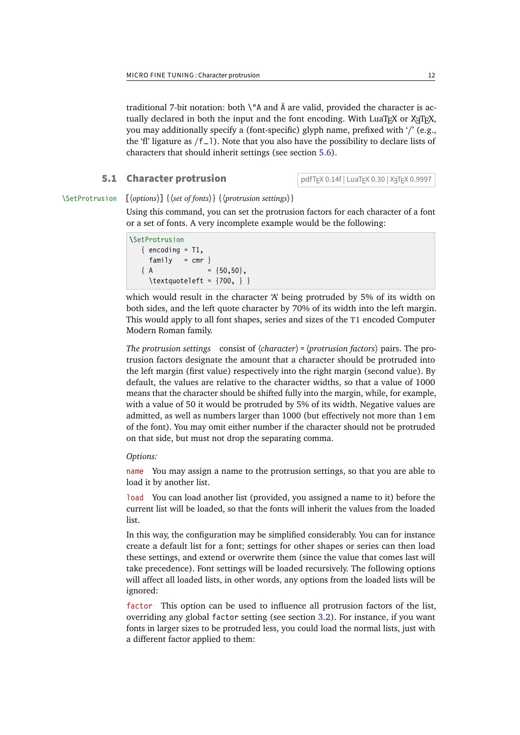traditional 7-bit notation: both \"A and Ä are valid, provided the character is actually declared in both the input and the font encoding. With LuaTeX or XeTeX, you may additionally specify a (font-specific) glyph name, prefixed with '/' (e.g., the 'fl' ligature as /f_l). Note that you also have the possibility to declare lists of characters that should inherit settings (see section 5.6).

## 5.1 Character protrusion

pdfTeX 0.14f | LuaTeX 0.30 | XeTeX 0.9997

\SetProtrusion [⟨options⟩] {⟨set of fonts⟩} {⟨protrusion settings⟩}

Using this command, you can set the protrusion factors for each character of a font or a set of fonts. A very incomplete example would be the following:

```
\SetProtrusion
   { encoding = T1,
     family   = cmr }
   { A              = {50,50},
     \textquoteleft = {700, } }
```

which would result in the character 'A' being protruded by 5% of its width on both sides, and the left quote character by 70% of its width into the left margin. This would apply to all font shapes, series and sizes of the T1 encoded Computer Modern Roman family.

*The protrusion settings* consist of ⟨character⟩ = ⟨protrusion factors⟩ pairs. The protrusion factors designate the amount that a character should be protruded into the left margin (first value) respectively into the right margin (second value). By default, the values are relative to the character widths, so that a value of 1000 means that the character should be shifted fully into the margin, while, for example, with a value of 50 it would be protruded by 5% of its width. Negative values are admitted, as well as numbers larger than 1000 (but effectively not more than 1 em of the font). You may omit either number if the character should not be protruded on that side, but must not drop the separating comma.

*Options:*

name You may assign a name to the protrusion settings, so that you are able to load it by another list.

load You can load another list (provided, you assigned a name to it) before the current list will be loaded, so that the fonts will inherit the values from the loaded list.

In this way, the configuration may be simplified considerably. You can for instance create a default list for a font; settings for other shapes or series can then load these settings, and extend or overwrite them (since the value that comes last will take precedence). Font settings will be loaded recursively. The following options will affect all loaded lists, in other words, any options from the loaded lists will be ignored:

factor This option can be used to influence all protrusion factors of the list, overriding any global factor setting (see section 3.2). For instance, if you want fonts in larger sizes to be protruded less, you could load the normal lists, just with a different factor applied to them: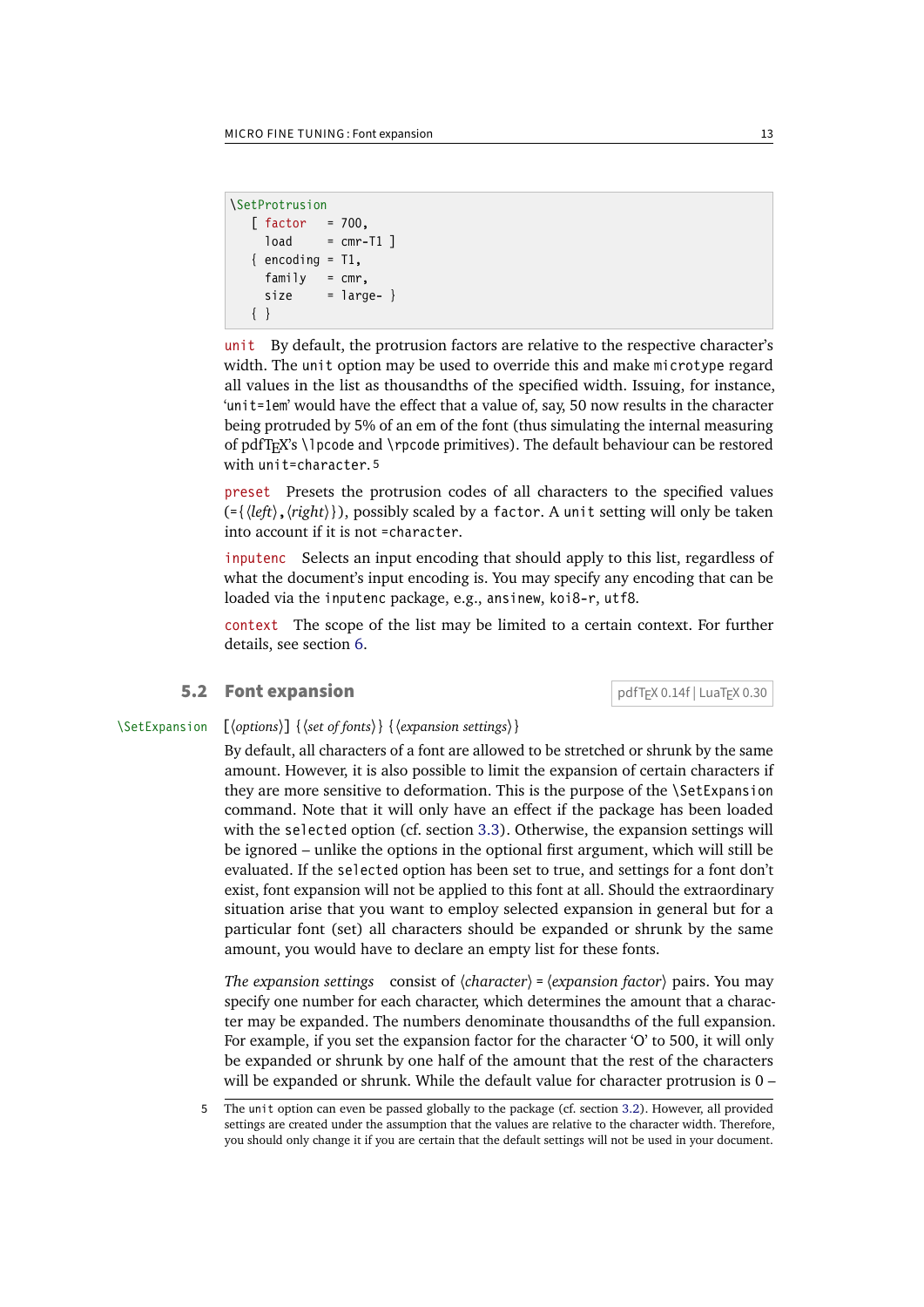```
\SetProtrusion
  [ factor   = 700,
    load     = cmr-T1 ]
  { encoding = T1,
    family   = cmr,
    size     = large- }
  { }
```

`unit` By default, the protrusion factors are relative to the respective character's width. The `unit` option may be used to override this and make `microtype` regard all values in the list as thousandths of the specified width. Issuing, for instance, '`unit=1em`' would have the effect that a value of, say, 50 now results in the character being protruded by 5% of an em of the font (thus simulating the internal measuring of pdfTEX's `\lpcode` and `\rpcode` primitives). The default behaviour can be restored with `unit=character`.[5]

`preset` Presets the protrusion codes of all characters to the specified values (`={`⟨*left*⟩`,`⟨*right*⟩`}`), possibly scaled by a `factor`. A `unit` setting will only be taken into account if it is not `=character`.

`inputenc` Selects an input encoding that should apply to this list, regardless of what the document's input encoding is. You may specify any encoding that can be loaded via the `inputenc` package, e.g., `ansinew`, `koi8-r`, `utf8`.

`context` The scope of the list may be limited to a certain context. For further details, see section 6.

## 5.2 Font expansion

pdfTEX 0.14f | LuaTEX 0.30

`\SetExpansion` [⟨*options*⟩] {⟨*set of fonts*⟩} {⟨*expansion settings*⟩}

By default, all characters of a font are allowed to be stretched or shrunk by the same amount. However, it is also possible to limit the expansion of certain characters if they are more sensitive to deformation. This is the purpose of the `\SetExpansion` command. Note that it will only have an effect if the package has been loaded with the `selected` option (cf. section 3.3). Otherwise, the expansion settings will be ignored – unlike the options in the optional first argument, which will still be evaluated. If the `selected` option has been set to true, and settings for a font don't exist, font expansion will not be applied to this font at all. Should the extraordinary situation arise that you want to employ selected expansion in general but for a particular font (set) all characters should be expanded or shrunk by the same amount, you would have to declare an empty list for these fonts.

*The expansion settings* consist of ⟨*character*⟩ = ⟨*expansion factor*⟩ pairs. You may specify one number for each character, which determines the amount that a character may be expanded. The numbers denominate thousandths of the full expansion. For example, if you set the expansion factor for the character 'O' to 500, it will only be expanded or shrunk by one half of the amount that the rest of the characters will be expanded or shrunk. While the default value for character protrusion is 0 –

---

5 The `unit` option can even be passed globally to the package (cf. section 3.2). However, all provided settings are created under the assumption that the values are relative to the character width. Therefore, you should only change it if you are certain that the default settings will not be used in your document.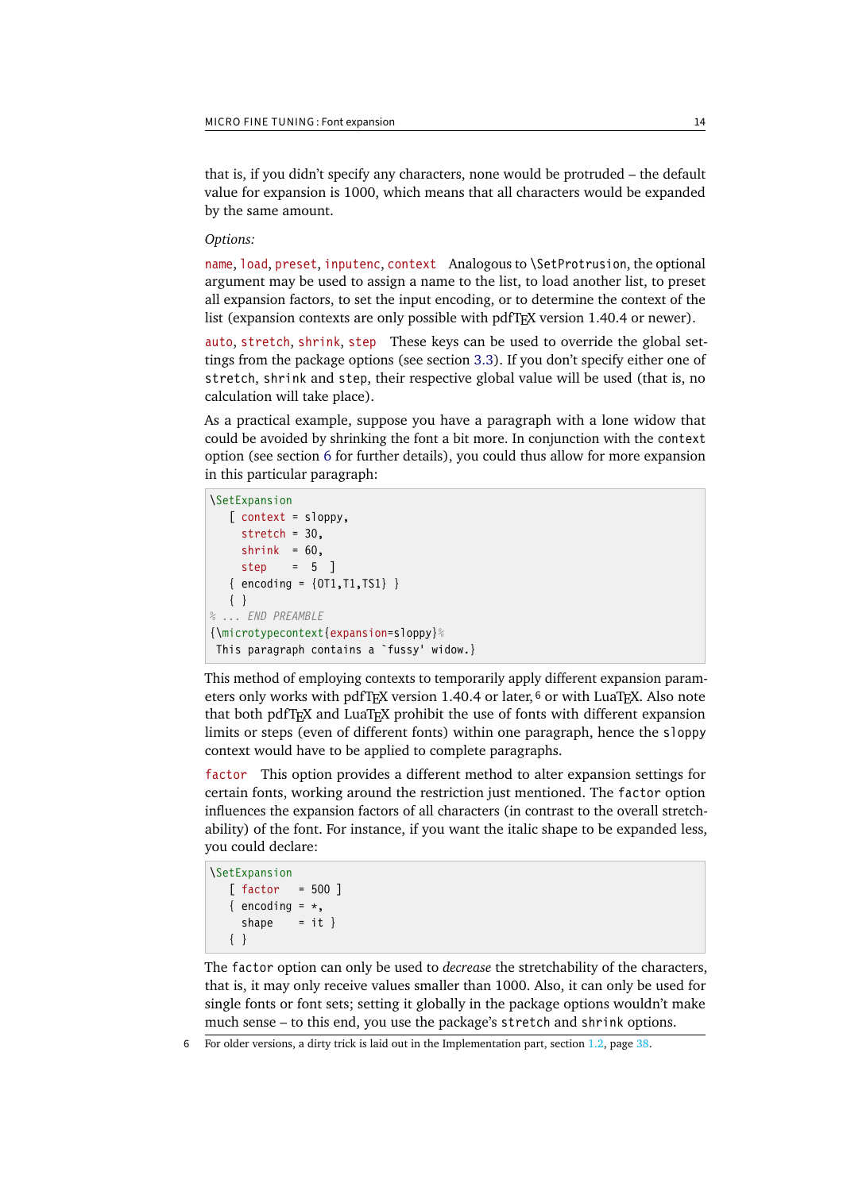that is, if you didn't specify any characters, none would be protruded – the default value for expansion is 1000, which means that all characters would be expanded by the same amount.

*Options:*

`name`, `load`, `preset`, `inputenc`, `context` Analogous to `\SetProtrusion`, the optional argument may be used to assign a name to the list, to load another list, to preset all expansion factors, to set the input encoding, or to determine the context of the list (expansion contexts are only possible with pdfTEX version 1.40.4 or newer).

`auto`, `stretch`, `shrink`, `step` These keys can be used to override the global settings from the package options (see section 3.3). If you don't specify either one of `stretch`, `shrink` and `step`, their respective global value will be used (that is, no calculation will take place).

As a practical example, suppose you have a paragraph with a lone widow that could be avoided by shrinking the font a bit more. In conjunction with the `context` option (see section 6 for further details), you could thus allow for more expansion in this particular paragraph:

```
\SetExpansion
   [ context = sloppy,
     stretch = 30,
     shrink  = 60,
     step    =  5  ]
   { encoding = {OT1,T1,TS1} }
   { }
% ... END PREAMBLE
{\microtypecontext{expansion=sloppy}%
 This paragraph contains a `fussy' widow.}
```

This method of employing contexts to temporarily apply different expansion parameters only works with pdfTEX version 1.40.4 or later,[6] or with LuaTEX. Also note that both pdfTEX and LuaTEX prohibit the use of fonts with different expansion limits or steps (even of different fonts) within one paragraph, hence the `sloppy` context would have to be applied to complete paragraphs.

`factor` This option provides a different method to alter expansion settings for certain fonts, working around the restriction just mentioned. The `factor` option influences the expansion factors of all characters (in contrast to the overall stretchability) of the font. For instance, if you want the italic shape to be expanded less, you could declare:

```
\SetExpansion
   [ factor   = 500 ]
   { encoding = *,
     shape    = it }
   { }
```

The `factor` option can only be used to *decrease* the stretchability of the characters, that is, it may only receive values smaller than 1000. Also, it can only be used for single fonts or font sets; setting it globally in the package options wouldn't make much sense – to this end, you use the package's `stretch` and `shrink` options.

[6] For older versions, a dirty trick is laid out in the Implementation part, section 1.2, page 38.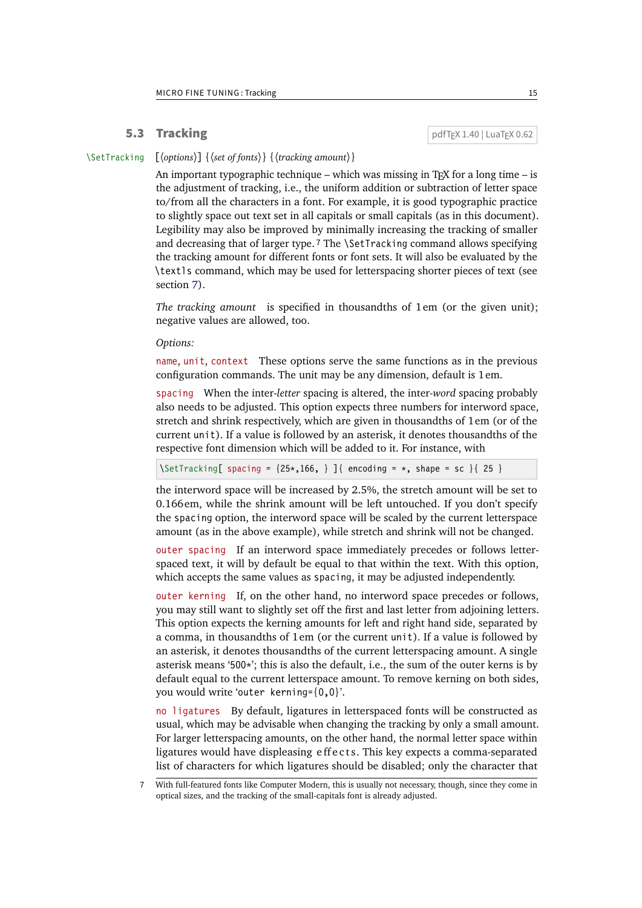## 5.3 Tracking

pdfTEX 1.40 | LuaTEX 0.62

`\SetTracking` [⟨*options*⟩] {⟨*set of fonts*⟩} {⟨*tracking amount*⟩}

An important typographic technique – which was missing in TEX for a long time – is the adjustment of tracking, i.e., the uniform addition or subtraction of letter space to/from all the characters in a font. For example, it is good typographic practice to slightly space out text set in all capitals or small capitals (as in this document). Legibility may also be improved by minimally increasing the tracking of smaller and decreasing that of larger type.[7] The `\SetTracking` command allows specifying the tracking amount for different fonts or font sets. It will also be evaluated by the `\textls` command, which may be used for letterspacing shorter pieces of text (see section 7).

*The tracking amount* is specified in thousandths of 1 em (or the given unit); negative values are allowed, too.

*Options:*

`name`, `unit`, `context` These options serve the same functions as in the previous configuration commands. The unit may be any dimension, default is 1 em.

`spacing` When the inter-*letter* spacing is altered, the inter-*word* spacing probably also needs to be adjusted. This option expects three numbers for interword space, stretch and shrink respectively, which are given in thousandths of 1 em (or of the current `unit`). If a value is followed by an asterisk, it denotes thousandths of the respective font dimension which will be added to it. For instance, with

```
\SetTracking[ spacing = {25*,166, } ]{ encoding = *, shape = sc }{ 25 }
```

the interword space will be increased by 2.5%, the stretch amount will be set to 0.166em, while the shrink amount will be left untouched. If you don't specify the `spacing` option, the interword space will be scaled by the current letterspace amount (as in the above example), while stretch and shrink will not be changed.

`outer spacing` If an interword space immediately precedes or follows letterspaced text, it will by default be equal to that within the text. With this option, which accepts the same values as `spacing`, it may be adjusted independently.

`outer kerning` If, on the other hand, no interword space precedes or follows, you may still want to slightly set off the first and last letter from adjoining letters. This option expects the kerning amounts for left and right hand side, separated by a comma, in thousandths of 1 em (or the current `unit`). If a value is followed by an asterisk, it denotes thousandths of the current letterspacing amount. A single asterisk means '`500*`'; this is also the default, i.e., the sum of the outer kerns is by default equal to the current letterspace amount. To remove kerning on both sides, you would write '`outer kerning={0,0}`'.

`no ligatures` By default, ligatures in letterspaced fonts will be constructed as usual, which may be advisable when changing the tracking by only a small amount. For larger letterspacing amounts, on the other hand, the normal letter space within ligatures would have displeasing e f f e c t s. This key expects a comma-separated list of characters for which ligatures should be disabled; only the character that

---

[7] With full-featured fonts like Computer Modern, this is usually not necessary, though, since they come in optical sizes, and the tracking of the small-capitals font is already adjusted.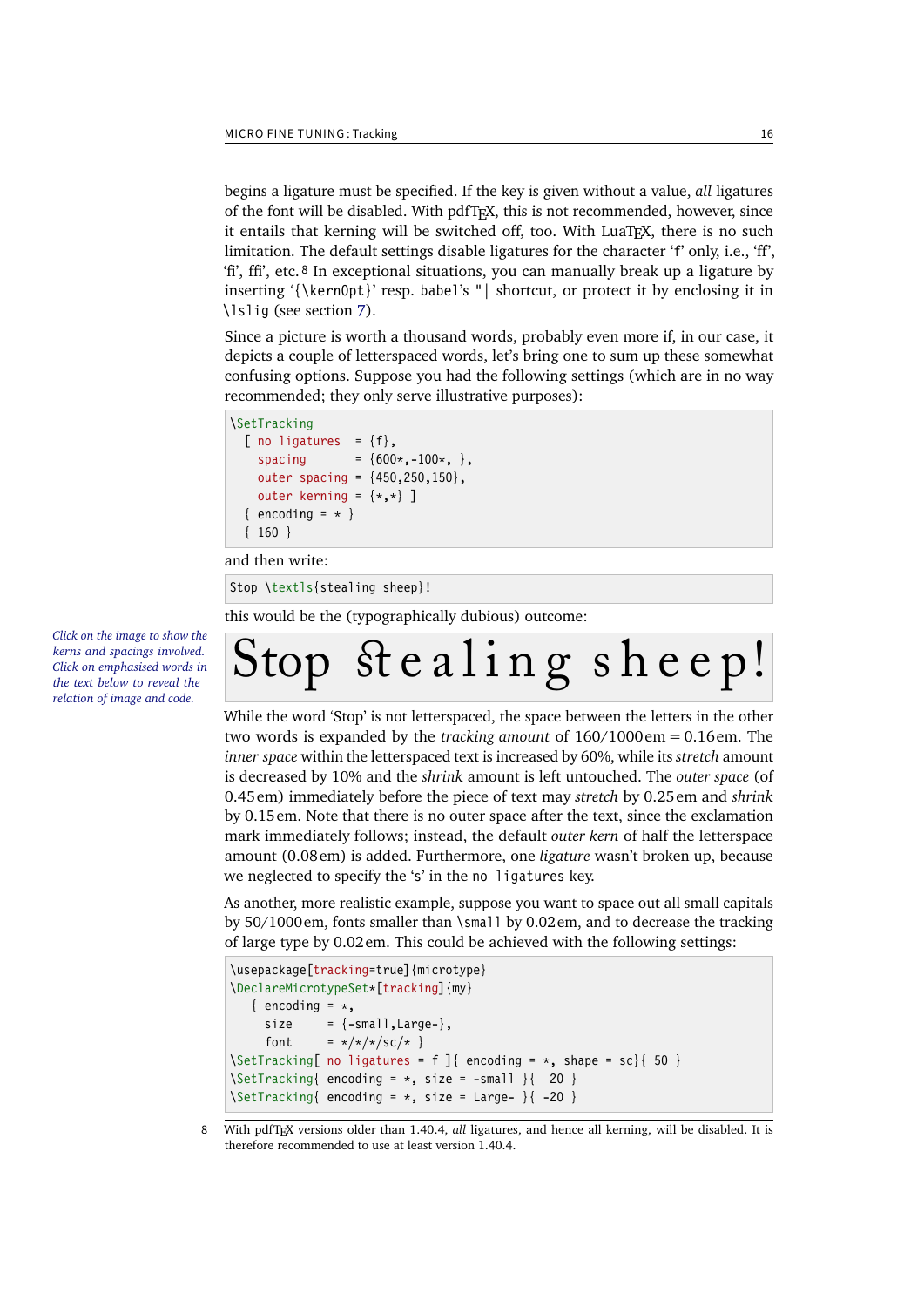begins a ligature must be specified. If the key is given without a value, *all* ligatures of the font will be disabled. With pdfTEX, this is not recommended, however, since it entails that kerning will be switched off, too. With LuaTEX, there is no such limitation. The default settings disable ligatures for the character 'f' only, i.e., 'ff', 'fi', ffi', etc.[8] In exceptional situations, you can manually break up a ligature by inserting '{\kern0pt}' resp. babel's "| shortcut, or protect it by enclosing it in \lslig (see section 7).

Since a picture is worth a thousand words, probably even more if, in our case, it depicts a couple of letterspaced words, let's bring one to sum up these somewhat confusing options. Suppose you had the following settings (which are in no way recommended; they only serve illustrative purposes):

```
\SetTracking
  [ no ligatures  = {f},
    spacing       = {600*,-100*, },
    outer spacing = {450,250,150},
    outer kerning = {*,*} ]
  { encoding = * }
  { 160 }
```

and then write:

```
Stop \textls{stealing sheep}!
```

this would be the (typographically dubious) outcome:

*Click on the image to show the kerns and spacings involved. Click on emphasised words in the text below to reveal the relation of image and code.*

Stop ſtealing sheep!

While the word 'Stop' is not letterspaced, the space between the letters in the other two words is expanded by the *tracking amount* of 160/1000 em = 0.16 em. The *inner space* within the letterspaced text is increased by 60%, while its *stretch* amount is decreased by 10% and the *shrink* amount is left untouched. The *outer space* (of 0.45 em) immediately before the piece of text may *stretch* by 0.25 em and *shrink* by 0.15 em. Note that there is no outer space after the text, since the exclamation mark immediately follows; instead, the default *outer kern* of half the letterspace amount (0.08 em) is added. Furthermore, one *ligature* wasn't broken up, because we neglected to specify the 's' in the no ligatures key.

As another, more realistic example, suppose you want to space out all small capitals by 50/1000 em, fonts smaller than \small by 0.02 em, and to decrease the tracking of large type by 0.02 em. This could be achieved with the following settings:

```
\usepackage[tracking=true]{microtype}
\DeclareMicrotypeSet*[tracking]{my}
   { encoding = *,
     size     = {-small,Large-},
     font     = */*/*/sc/* }
\SetTracking[ no ligatures = f ]{ encoding = *, shape = sc}{ 50 }
\SetTracking{ encoding = *, size = -small }{  20 }
\SetTracking{ encoding = *, size = Large- }{ -20 }
```

8 With pdfTEX versions older than 1.40.4, *all* ligatures, and hence all kerning, will be disabled. It is therefore recommended to use at least version 1.40.4.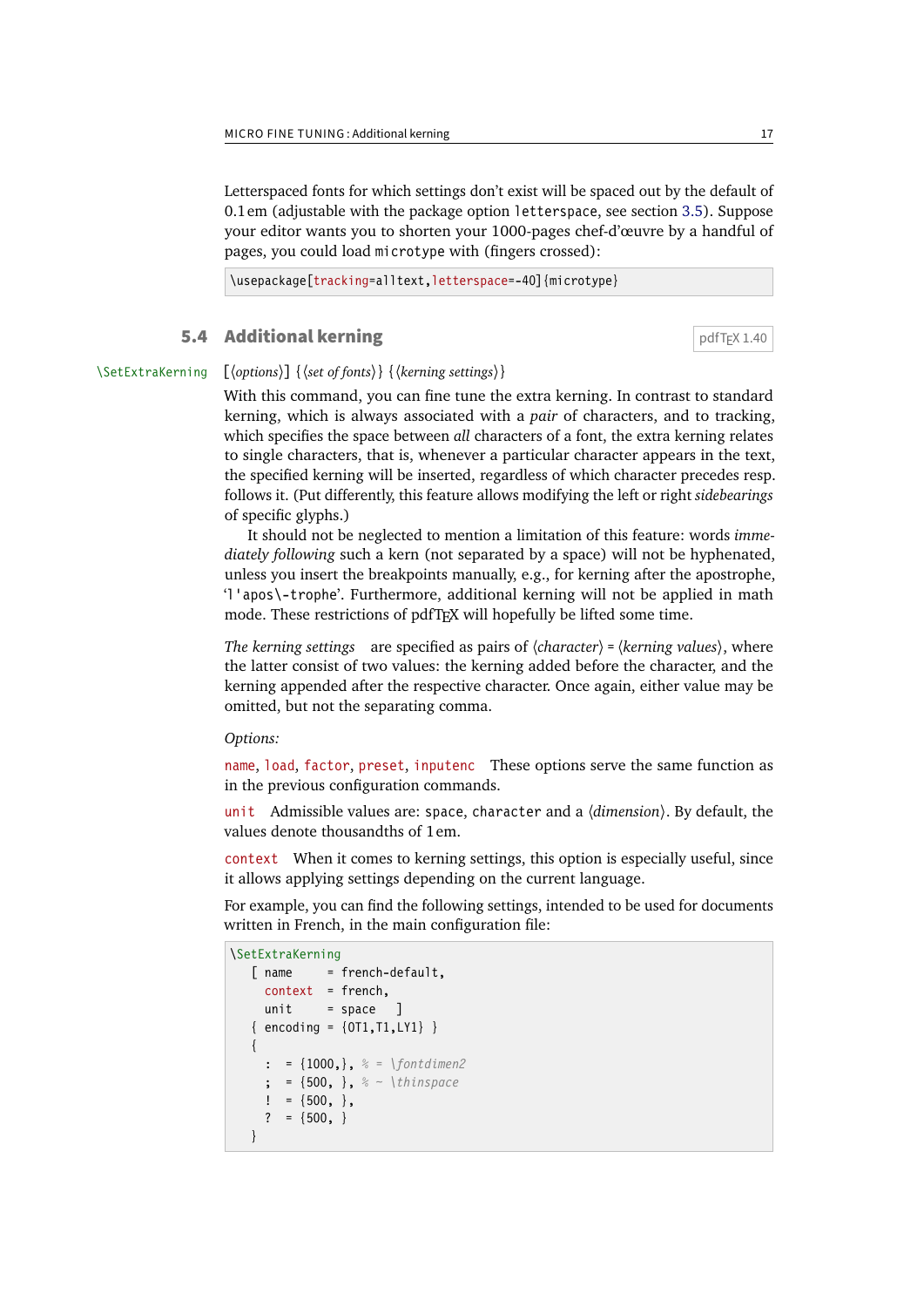Letterspaced fonts for which settings don't exist will be spaced out by the default of 0.1 em (adjustable with the package option `letterspace`, see section 3.5). Suppose your editor wants you to shorten your 1000-pages chef-d'œuvre by a handful of pages, you could load `microtype` with (fingers crossed):

```
\usepackage[tracking=alltext,letterspace=-40]{microtype}
```

## 5.4 Additional kerning

pdfTEX 1.40

`\SetExtraKerning` [⟨*options*⟩] {⟨*set of fonts*⟩} {⟨*kerning settings*⟩}

With this command, you can fine tune the extra kerning. In contrast to standard kerning, which is always associated with a *pair* of characters, and to tracking, which specifies the space between *all* characters of a font, the extra kerning relates to single characters, that is, whenever a particular character appears in the text, the specified kerning will be inserted, regardless of which character precedes resp. follows it. (Put differently, this feature allows modifying the left or right *sidebearings* of specific glyphs.)

It should not be neglected to mention a limitation of this feature: words *immediately following* such a kern (not separated by a space) will not be hyphenated, unless you insert the breakpoints manually, e.g., for kerning after the apostrophe, '`l'apos\-trophe`'. Furthermore, additional kerning will not be applied in math mode. These restrictions of pdfTEX will hopefully be lifted some time.

*The kerning settings* are specified as pairs of ⟨*character*⟩ = ⟨*kerning values*⟩, where the latter consist of two values: the kerning added before the character, and the kerning appended after the respective character. Once again, either value may be omitted, but not the separating comma.

*Options:*

`name`, `load`, `factor`, `preset`, `inputenc` These options serve the same function as in the previous configuration commands.

`unit` Admissible values are: `space`, `character` and a ⟨*dimension*⟩. By default, the values denote thousandths of 1 em.

`context` When it comes to kerning settings, this option is especially useful, since it allows applying settings depending on the current language.

For example, you can find the following settings, intended to be used for documents written in French, in the main configuration file:

```
\SetExtraKerning
  [ name     = french-default,
    context  = french,
    unit     = space   ]
  { encoding = {OT1,T1,LY1} }
  {
    :  = {1000,}, % = \fontdimen2
    ;  = {500, }, % ~ \thinspace
    !  = {500, },
    ?  = {500, }
  }
```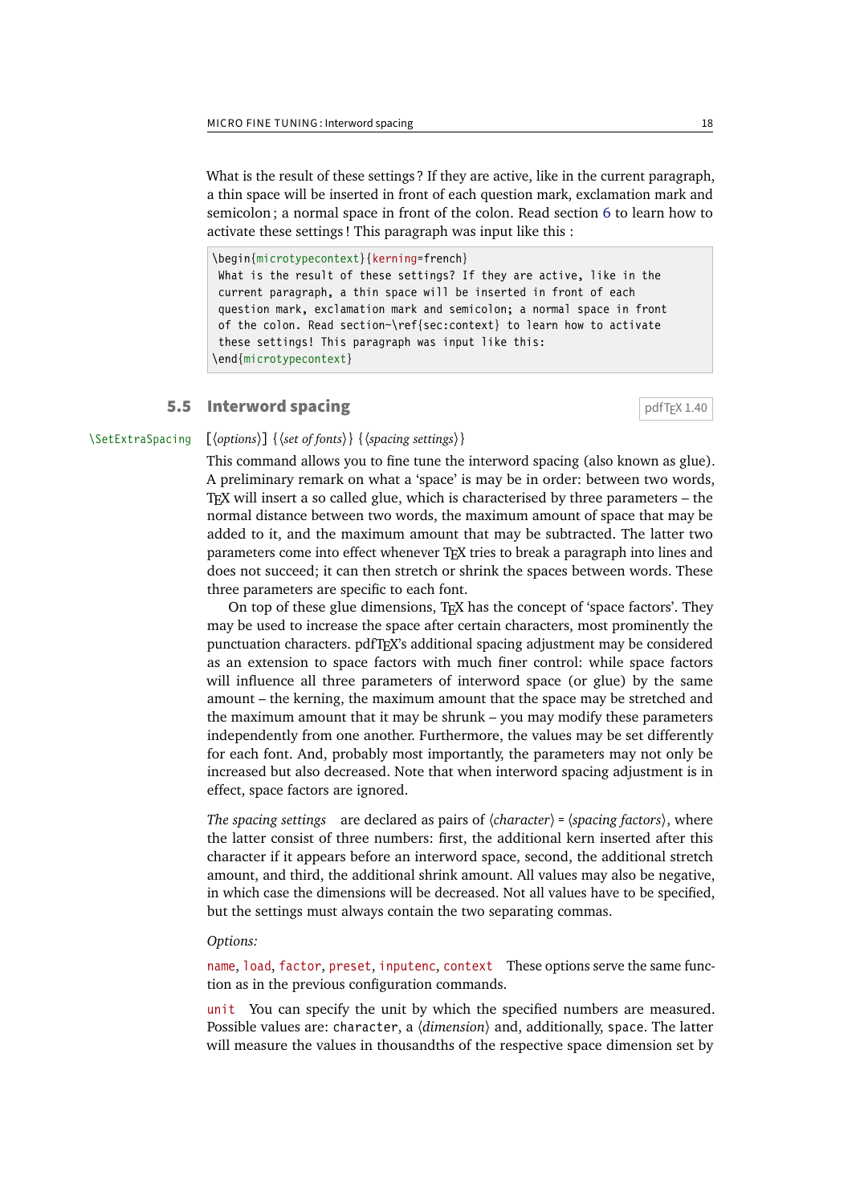What is the result of these settings ? If they are active, like in the current paragraph, a thin space will be inserted in front of each question mark, exclamation mark and semicolon ; a normal space in front of the colon. Read section 6 to learn how to activate these settings ! This paragraph was input like this :

```
\begin{microtypecontext}{kerning=french}
 What is the result of these settings? If they are active, like in the
 current paragraph, a thin space will be inserted in front of each
 question mark, exclamation mark and semicolon; a normal space in front
 of the colon. Read section~\ref{sec:context} to learn how to activate
 these settings! This paragraph was input like this:
\end{microtypecontext}
```

## 5.5 Interword spacing

pdfTEX 1.40

`\SetExtraSpacing` [⟨*options*⟩] {⟨*set of fonts*⟩} {⟨*spacing settings*⟩}

This command allows you to fine tune the interword spacing (also known as glue). A preliminary remark on what a 'space' is may be in order: between two words, TEX will insert a so called glue, which is characterised by three parameters – the normal distance between two words, the maximum amount of space that may be added to it, and the maximum amount that may be subtracted. The latter two parameters come into effect whenever TEX tries to break a paragraph into lines and does not succeed; it can then stretch or shrink the spaces between words. These three parameters are specific to each font.

On top of these glue dimensions, TEX has the concept of 'space factors'. They may be used to increase the space after certain characters, most prominently the punctuation characters. pdfTEX's additional spacing adjustment may be considered as an extension to space factors with much finer control: while space factors will influence all three parameters of interword space (or glue) by the same amount – the kerning, the maximum amount that the space may be stretched and the maximum amount that it may be shrunk – you may modify these parameters independently from one another. Furthermore, the values may be set differently for each font. And, probably most importantly, the parameters may not only be increased but also decreased. Note that when interword spacing adjustment is in effect, space factors are ignored.

*The spacing settings* are declared as pairs of ⟨*character*⟩ = ⟨*spacing factors*⟩, where the latter consist of three numbers: first, the additional kern inserted after this character if it appears before an interword space, second, the additional stretch amount, and third, the additional shrink amount. All values may also be negative, in which case the dimensions will be decreased. Not all values have to be specified, but the settings must always contain the two separating commas.

*Options:*

`name`, `load`, `factor`, `preset`, `inputenc`, `context` These options serve the same function as in the previous configuration commands.

`unit` You can specify the unit by which the specified numbers are measured. Possible values are: `character`, a ⟨*dimension*⟩ and, additionally, `space`. The latter will measure the values in thousandths of the respective space dimension set by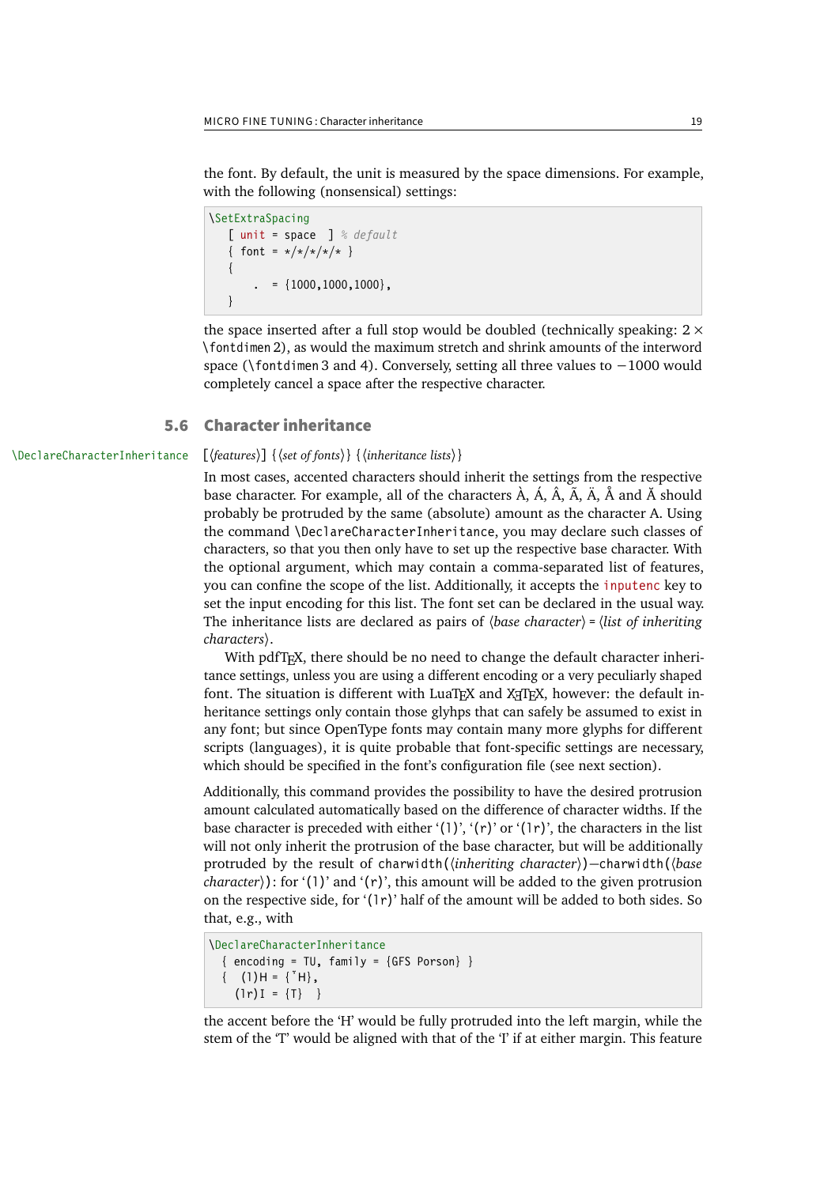the font. By default, the unit is measured by the space dimensions. For example, with the following (nonsensical) settings:

```
\SetExtraSpacing
   [ unit = space  ] % default
   { font = */*/*/*/* }
   {
       .  = {1000,1000,1000},
   }
```

the space inserted after a full stop would be doubled (technically speaking: $2 \times$ `\fontdimen 2`), as would the maximum stretch and shrink amounts of the interword space (`\fontdimen 3` and `4`). Conversely, setting all three values to $-1000$ would completely cancel a space after the respective character.

## 5.6 Character inheritance

`\DeclareCharacterInheritance` [⟨*features*⟩] {⟨*set of fonts*⟩} {⟨*inheritance lists*⟩}

In most cases, accented characters should inherit the settings from the respective base character. For example, all of the characters À, Á, Â, Ã, Ä, Å and Ă should probably be protruded by the same (absolute) amount as the character A. Using the command `\DeclareCharacterInheritance`, you may declare such classes of characters, so that you then only have to set up the respective base character. With the optional argument, which may contain a comma-separated list of features, you can confine the scope of the list. Additionally, it accepts the `inputenc` key to set the input encoding for this list. The font set can be declared in the usual way. The inheritance lists are declared as pairs of ⟨*base character*⟩ = ⟨*list of inheriting characters*⟩.

With pdfTEX, there should be no need to change the default character inheritance settings, unless you are using a different encoding or a very peculiarly shaped font. The situation is different with LuaTEX and XƎTEX, however: the default inheritance settings only contain those glyphs that can safely be assumed to exist in any font; but since OpenType fonts may contain many more glyphs for different scripts (languages), it is quite probable that font-specific settings are necessary, which should be specified in the font's configuration file (see next section).

Additionally, this command provides the possibility to have the desired protrusion amount calculated automatically based on the difference of character widths. If the base character is preceded with either '`(l)`', '`(r)`' or '`(lr)`', the characters in the list will not only inherit the protrusion of the base character, but will be additionally protruded by the result of `charwidth(`⟨*inheriting character*⟩`)`−`charwidth(`⟨*base character*⟩`)`: for '`(l)`' and '`(r)`', this amount will be added to the given protrusion on the respective side, for '`(lr)`' half of the amount will be added to both sides. So that, e.g., with

```
\DeclareCharacterInheritance
  { encoding = TU, family = {GFS Porson} }
  {  (l)H = {῍H},
     (lr)I = {T}  }
```

the accent before the 'H' would be fully protruded into the left margin, while the stem of the 'T' would be aligned with that of the 'I' if at either margin. This feature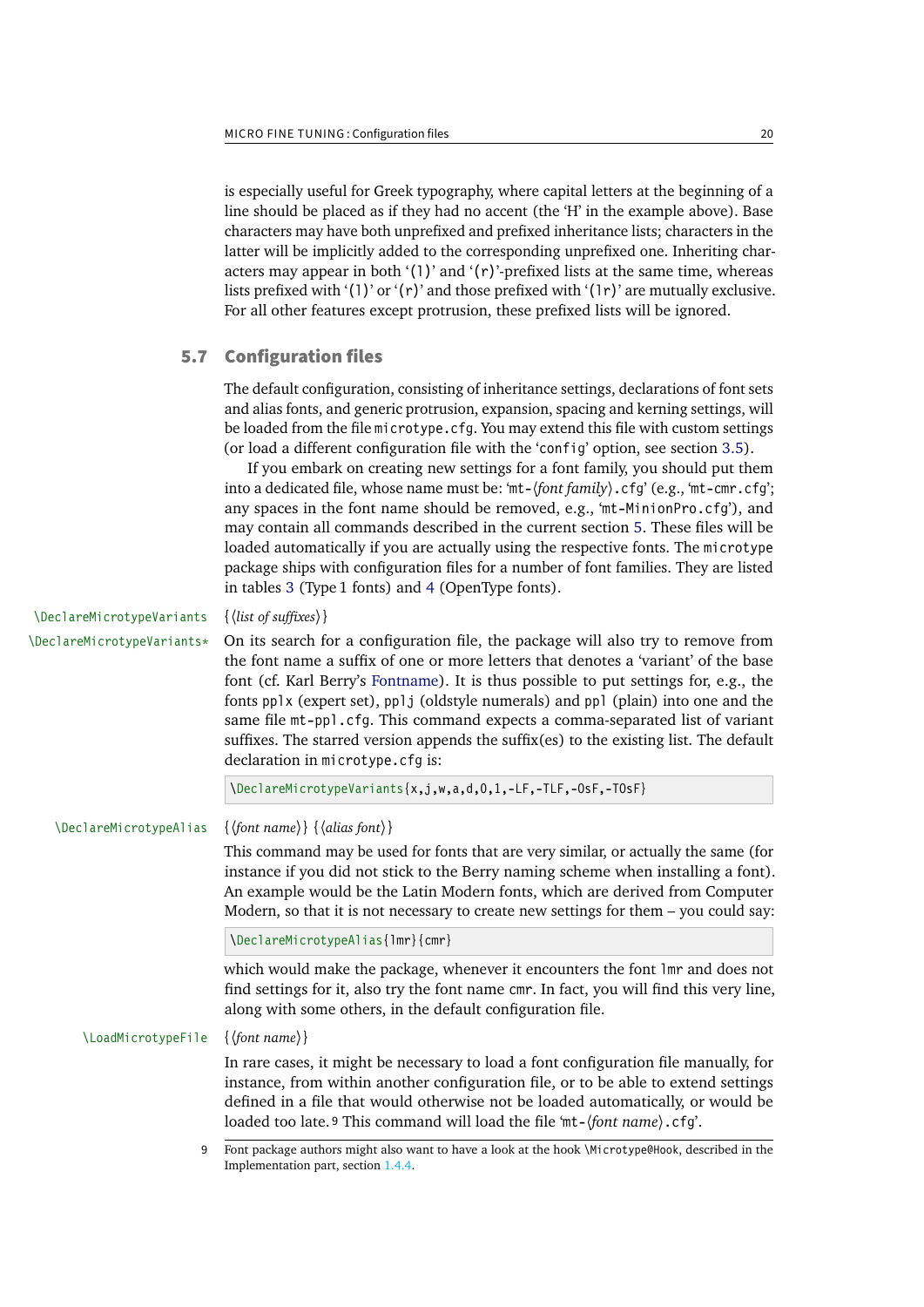is especially useful for Greek typography, where capital letters at the beginning of a line should be placed as if they had no accent (the 'H' in the example above). Base characters may have both unprefixed and prefixed inheritance lists; characters in the latter will be implicitly added to the corresponding unprefixed one. Inheriting characters may appear in both '(l)' and '(r)'-prefixed lists at the same time, whereas lists prefixed with '(l)' or '(r)' and those prefixed with '(lr)' are mutually exclusive. For all other features except protrusion, these prefixed lists will be ignored.

## 5.7 Configuration files

The default configuration, consisting of inheritance settings, declarations of font sets and alias fonts, and generic protrusion, expansion, spacing and kerning settings, will be loaded from the file `microtype.cfg`. You may extend this file with custom settings (or load a different configuration file with the '`config`' option, see section 3.5).

If you embark on creating new settings for a font family, you should put them into a dedicated file, whose name must be: '`mt-`⟨*font family*⟩`.cfg`' (e.g., '`mt-cmr.cfg`'; any spaces in the font name should be removed, e.g., '`mt-MinionPro.cfg`'), and may contain all commands described in the current section 5. These files will be loaded automatically if you are actually using the respective fonts. The `microtype` package ships with configuration files for a number of font families. They are listed in tables 3 (Type 1 fonts) and 4 (OpenType fonts).

`\DeclareMicrotypeVariants` {⟨*list of suffixes*⟩}
`\DeclareMicrotypeVariants*`

On its search for a configuration file, the package will also try to remove from the font name a suffix of one or more letters that denotes a 'variant' of the base font (cf. Karl Berry's Fontname). It is thus possible to put settings for, e.g., the fonts `pplx` (expert set), `pplj` (oldstyle numerals) and `ppl` (plain) into one and the same file `mt-ppl.cfg`. This command expects a comma-separated list of variant suffixes. The starred version appends the suffix(es) to the existing list. The default declaration in `microtype.cfg` is:

```
\DeclareMicrotypeVariants{x,j,w,a,d,0,1,-LF,-TLF,-OsF,-TOsF}
```

`\DeclareMicrotypeAlias` {⟨*font name*⟩} {⟨*alias font*⟩}

This command may be used for fonts that are very similar, or actually the same (for instance if you did not stick to the Berry naming scheme when installing a font). An example would be the Latin Modern fonts, which are derived from Computer Modern, so that it is not necessary to create new settings for them – you could say:

```
\DeclareMicrotypeAlias{lmr}{cmr}
```

which would make the package, whenever it encounters the font `lmr` and does not find settings for it, also try the font name `cmr`. In fact, you will find this very line, along with some others, in the default configuration file.

`\LoadMicrotypeFile` {⟨*font name*⟩}

In rare cases, it might be necessary to load a font configuration file manually, for instance, from within another configuration file, or to be able to extend settings defined in a file that would otherwise not be loaded automatically, or would be loaded too late.[9] This command will load the file '`mt-`⟨*font name*⟩`.cfg`'.

[9] Font package authors might also want to have a look at the hook `\Microtype@Hook`, described in the Implementation part, section 1.4.4.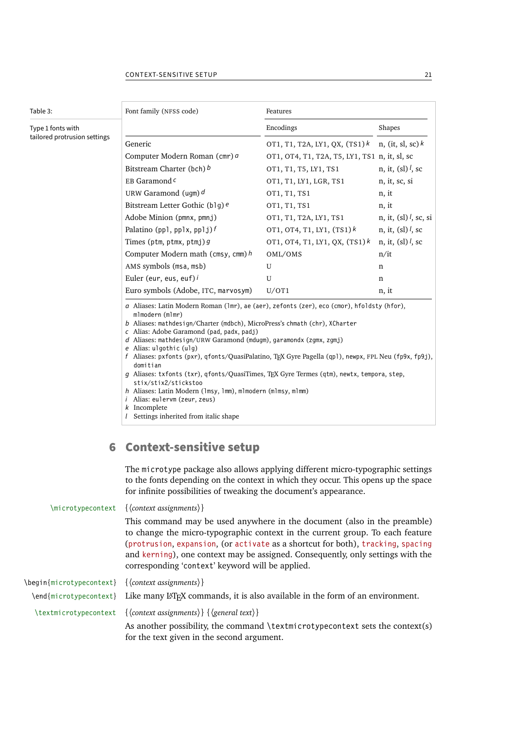Table 3: Type 1 fonts with tailored protrusion settings

| Font family (NFSS code) | Features | |
|---|---|---|
| | Encodings | Shapes |
| Generic | OT1, T1, T2A, LY1, QX, (TS1) [k] | n, (it, sl, sc) [k] |
| Computer Modern Roman (cmr) [a] | OT1, OT4, T1, T2A, T5, LY1, TS1 | n, it, sl, sc |
| Bitstream Charter (bch) [b] | OT1, T1, T5, LY1, TS1 | n, it, (sl) [l], sc |
| EB Garamond [c] | OT1, T1, LY1, LGR, TS1 | n, it, sc, si |
| URW Garamond (ugm) [d] | OT1, T1, TS1 | n, it |
| Bitstream Letter Gothic (blg) [e] | OT1, T1, TS1 | n, it |
| Adobe Minion (pmnx, pmnj) | OT1, T1, T2A, LY1, TS1 | n, it, (sl) [l], sc, si |
| Palatino (ppl, pplx, pplj) [f] | OT1, OT4, T1, LY1, (TS1) [k] | n, it, (sl) [l], sc |
| Times (ptm, ptmx, ptmj) [g] | OT1, OT4, T1, LY1, QX, (TS1) [k] | n, it, (sl) [l], sc |
| Computer Modern math (cmsy, cmm) [h] | OML/OMS | n/it |
| AMS symbols (msa, msb) | U | n |
| Euler (eur, eus, euf) [i] | U | n |
| Euro symbols (Adobe, ITC, marvosym) | U/OT1 | n, it |

a Aliases: Latin Modern Roman (lmr), ae (aer), zefonts (zer), eco (cmor), hfoldsty (hfor), mlmodern (mlmr)
b Aliases: mathdesign/Charter (mdbch), MicroPress's chmath (chr), XCharter
c Alias: Adobe Garamond (pad, padx, padj)
d Aliases: mathdesign/URW Garamond (mdugm), garamondx (zgmx, zgmj)
e Alias: ulgothic (ulg)
f Aliases: pxfonts (pxr), qfonts/QuasiPalatino, TeX Gyre Pagella (qpl), newpx, FPL Neu (fp9x, fp9j), domitian
g Aliases: txfonts (txr), qfonts/QuasiTimes, TeX Gyre Termes (qtm), newtx, tempora, step, stix/stix2/stickstoo
h Aliases: Latin Modern (lmsy, lmm), mlmodern (mlmsy, mlmm)
i Alias: eulervm (zeur, zeus)
k Incomplete
l Settings inherited from italic shape

## 6 Context-sensitive setup

The microtype package also allows applying different micro-typographic settings to the fonts depending on the context in which they occur. This opens up the space for infinite possibilities of tweaking the document's appearance.

\microtypecontext {⟨*context assignments*⟩}

This command may be used anywhere in the document (also in the preamble) to change the micro-typographic context in the current group. To each feature (protrusion, expansion, (or activate as a shortcut for both), tracking, spacing and kerning), one context may be assigned. Consequently, only settings with the corresponding 'context' keyword will be applied.

\begin{microtypecontext} {⟨*context assignments*⟩}
\end{microtypecontext}

Like many LaTeX commands, it is also available in the form of an environment.

\textmicrotypecontext {⟨*context assignments*⟩} {⟨*general text*⟩}

As another possibility, the command \textmicrotypecontext sets the context(s) for the text given in the second argument.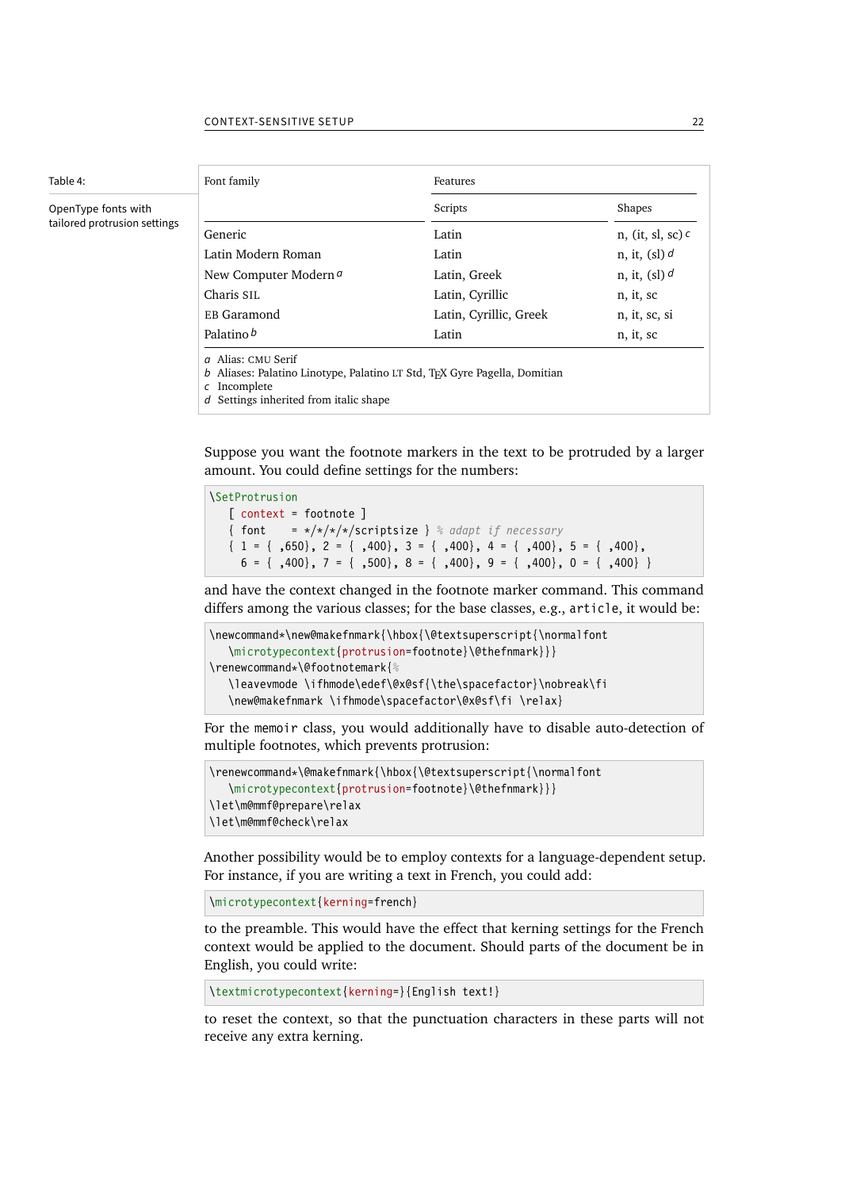Table 4: OpenType fonts with tailored protrusion settings

| Font family | Features | |
|---|---|---|
| | Scripts | Shapes |
| Generic | Latin | n, (it, sl, sc) [c] |
| Latin Modern Roman | Latin | n, it, (sl) [d] |
| New Computer Modern [a] | Latin, Greek | n, it, (sl) [d] |
| Charis SIL | Latin, Cyrillic | n, it, sc |
| EB Garamond | Latin, Cyrillic, Greek | n, it, sc, si |
| Palatino [b] | Latin | n, it, sc |

a Alias: CMU Serif
b Aliases: Palatino Linotype, Palatino LT Std, TeX Gyre Pagella, Domitian
c Incomplete
d Settings inherited from italic shape

Suppose you want the footnote markers in the text to be protruded by a larger amount. You could define settings for the numbers:

```
\SetProtrusion
   [ context = footnote ]
   { font    = */*/*/*/scriptsize } % adapt if necessary
   { 1 = { ,650}, 2 = { ,400}, 3 = { ,400}, 4 = { ,400}, 5 = { ,400},
     6 = { ,400}, 7 = { ,500}, 8 = { ,400}, 9 = { ,400}, 0 = { ,400} }
```

and have the context changed in the footnote marker command. This command differs among the various classes; for the base classes, e.g., `article`, it would be:

```
\newcommand*\new@makefnmark{\hbox{\@textsuperscript{\normalfont
   \microtypecontext{protrusion=footnote}\@thefnmark}}}
\renewcommand*\@footnotemark{%
   \leavevmode \ifhmode\edef\@x@sf{\the\spacefactor}\nobreak\fi
   \new@makefnmark \ifhmode\spacefactor\@x@sf\fi \relax}
```

For the `memoir` class, you would additionally have to disable auto-detection of multiple footnotes, which prevents protrusion:

```
\renewcommand*\@makefnmark{\hbox{\@textsuperscript{\normalfont
   \microtypecontext{protrusion=footnote}\@thefnmark}}}
\let\m@mmf@prepare\relax
\let\m@mmf@check\relax
```

Another possibility would be to employ contexts for a language-dependent setup. For instance, if you are writing a text in French, you could add:

```
\microtypecontext{kerning=french}
```

to the preamble. This would have the effect that kerning settings for the French context would be applied to the document. Should parts of the document be in English, you could write:

```
\textmicrotypecontext{kerning=}{English text!}
```

to reset the context, so that the punctuation characters in these parts will not receive any extra kerning.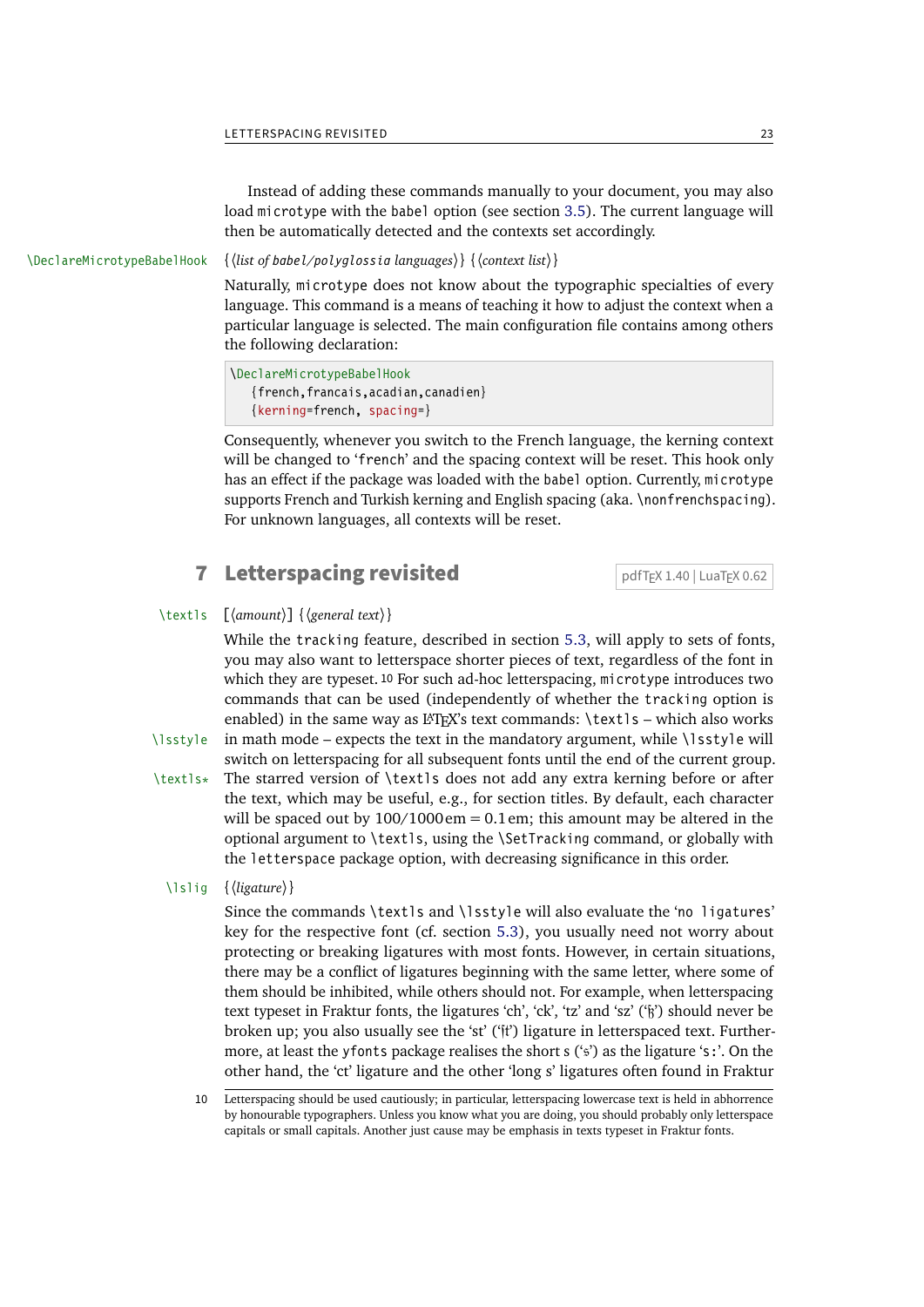Instead of adding these commands manually to your document, you may also load `microtype` with the `babel` option (see section 3.5). The current language will then be automatically detected and the contexts set accordingly.

`\DeclareMicrotypeBabelHook` {⟨*list of* `babel/polyglossia` *languages*⟩} {⟨*context list*⟩}

Naturally, `microtype` does not know about the typographic specialties of every language. This command is a means of teaching it how to adjust the context when a particular language is selected. The main configuration file contains among others the following declaration:

```
\DeclareMicrotypeBabelHook
   {french,francais,acadian,canadien}
   {kerning=french, spacing=}
```

Consequently, whenever you switch to the French language, the kerning context will be changed to '`french`' and the spacing context will be reset. This hook only has an effect if the package was loaded with the `babel` option. Currently, `microtype` supports French and Turkish kerning and English spacing (aka. `\nonfrenchspacing`). For unknown languages, all contexts will be reset.

## 7 Letterspacing revisited

pdfTEX 1.40 | LuaTEX 0.62

`\textls` [⟨*amount*⟩] {⟨*general text*⟩}

`\lsstyle`

`\textls*`

While the `tracking` feature, described in section 5.3, will apply to sets of fonts, you may also want to letterspace shorter pieces of text, regardless of the font in which they are typeset.[10] For such ad-hoc letterspacing, `microtype` introduces two commands that can be used (independently of whether the `tracking` option is enabled) in the same way as LaTeX's text commands: `\textls` – which also works in math mode – expects the text in the mandatory argument, while `\lsstyle` will switch on letterspacing for all subsequent fonts until the end of the current group. The starred version of `\textls` does not add any extra kerning before or after the text, which may be useful, e.g., for section titles. By default, each character will be spaced out by 100/1000 em = 0.1 em; this amount may be altered in the optional argument to `\textls`, using the `\SetTracking` command, or globally with the `letterspace` package option, with decreasing significance in this order.

`\lslig` {⟨*ligature*⟩}

Since the commands `\textls` and `\lsstyle` will also evaluate the '`no ligatures`' key for the respective font (cf. section 5.3), you usually need not worry about protecting or breaking ligatures with most fonts. However, in certain situations, there may be a conflict of ligatures beginning with the same letter, where some of them should be inhibited, while others should not. For example, when letterspacing text typeset in Fraktur fonts, the ligatures 'ch', 'ck', 'tz' and 'sz' ('ß') should never be broken up; you also usually see the 'st' ('ſt') ligature in letterspaced text. Furthermore, at least the `yfonts` package realises the short s ('s') as the ligature '`s:`'. On the other hand, the 'ct' ligature and the other 'long s' ligatures often found in Fraktur

[10] Letterspacing should be used cautiously; in particular, letterspacing lowercase text is held in abhorrence by honourable typographers. Unless you know what you are doing, you should probably only letterspace capitals or small capitals. Another just cause may be emphasis in texts typeset in Fraktur fonts.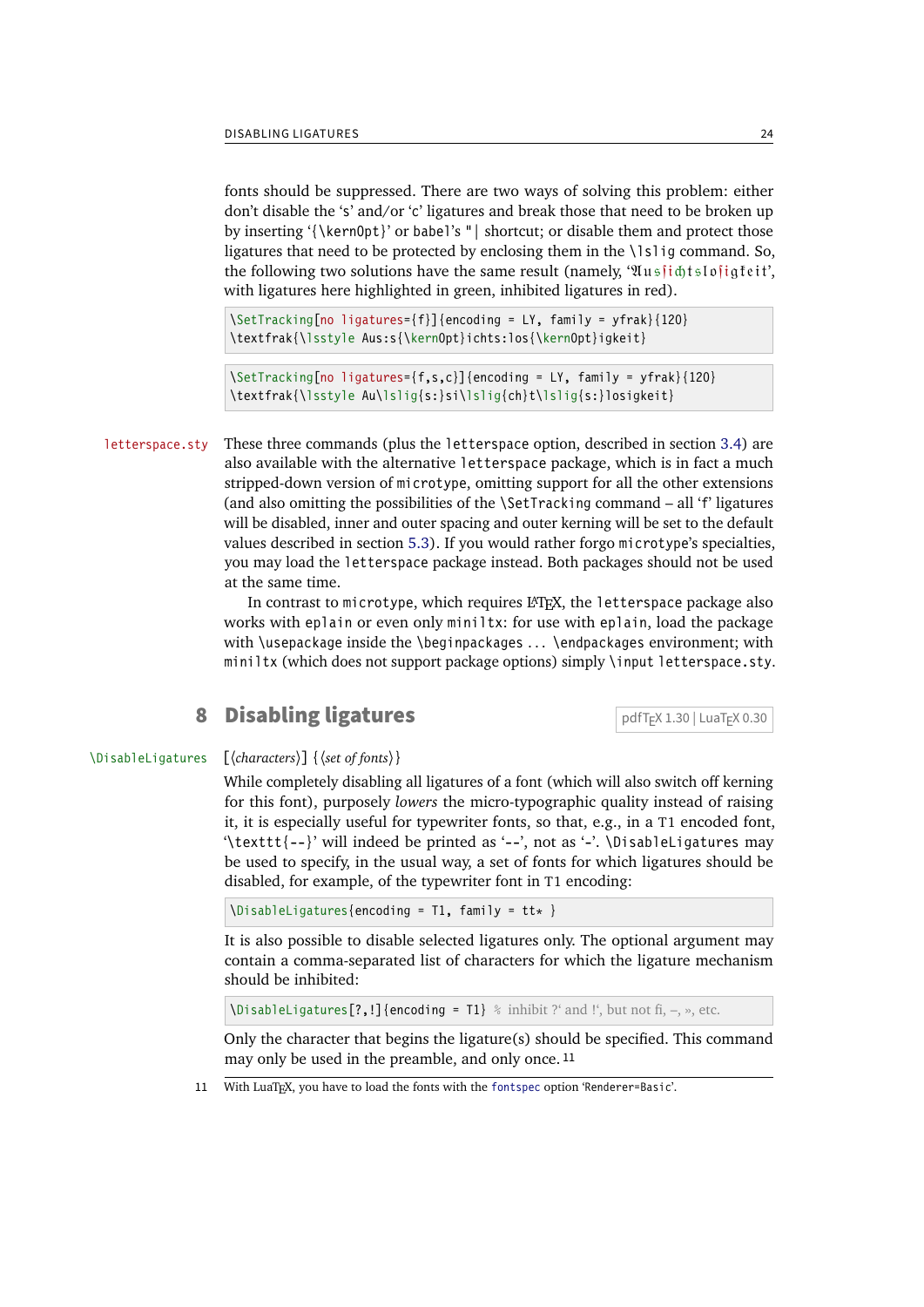fonts should be suppressed. There are two ways of solving this problem: either don't disable the 's' and/or 'c' ligatures and break those that need to be broken up by inserting '{\kern0pt}' or babel's "| shortcut; or disable them and protect those ligatures that need to be protected by enclosing them in the \lslig command. So, the following two solutions have the same result (namely, 'Ausſichtsloſigkeit', with ligatures here highlighted in green, inhibited ligatures in red).

```
\SetTracking[no ligatures={f}]{encoding = LY, family = yfrak}{120}
\textfrak{\lsstyle Aus:s{\kern0pt}ichts:los{\kern0pt}igkeit}
```

```
\SetTracking[no ligatures={f,s,c}]{encoding = LY, family = yfrak}{120}
\textfrak{\lsstyle Au\lslig{s:}si\lslig{ch}t\lslig{s:}losigkeit}
```

letterspace.sty

These three commands (plus the letterspace option, described in section 3.4) are also available with the alternative letterspace package, which is in fact a much stripped-down version of microtype, omitting support for all the other extensions (and also omitting the possibilities of the \SetTracking command – all 'f' ligatures will be disabled, inner and outer spacing and outer kerning will be set to the default values described in section 5.3). If you would rather forgo microtype's specialties, you may load the letterspace package instead. Both packages should not be used at the same time.

In contrast to microtype, which requires LaTeX, the letterspace package also works with eplain or even only miniltx: for use with eplain, load the package with \usepackage inside the \beginpackages ... \endpackages environment; with miniltx (which does not support package options) simply \input letterspace.sty.

# 8 Disabling ligatures

pdfTeX 1.30 | LuaTeX 0.30

\DisableLigatures [⟨characters⟩] {⟨set of fonts⟩}

While completely disabling all ligatures of a font (which will also switch off kerning for this font), purposely *lowers* the micro-typographic quality instead of raising it, it is especially useful for typewriter fonts, so that, e.g., in a T1 encoded font, '\texttt{--}' will indeed be printed as '--', not as '–'. \DisableLigatures may be used to specify, in the usual way, a set of fonts for which ligatures should be disabled, for example, of the typewriter font in T1 encoding:

```
\DisableLigatures{encoding = T1, family = tt* }
```

It is also possible to disable selected ligatures only. The optional argument may contain a comma-separated list of characters for which the ligature mechanism should be inhibited:

```
\DisableLigatures[?,!]{encoding = T1} % inhibit ?‘ and !‘, but not fi, –, », etc.
```

Only the character that begins the ligature(s) should be specified. This command may only be used in the preamble, and only once.[11]

[11] With LuaTeX, you have to load the fonts with the fontspec option 'Renderer=Basic'.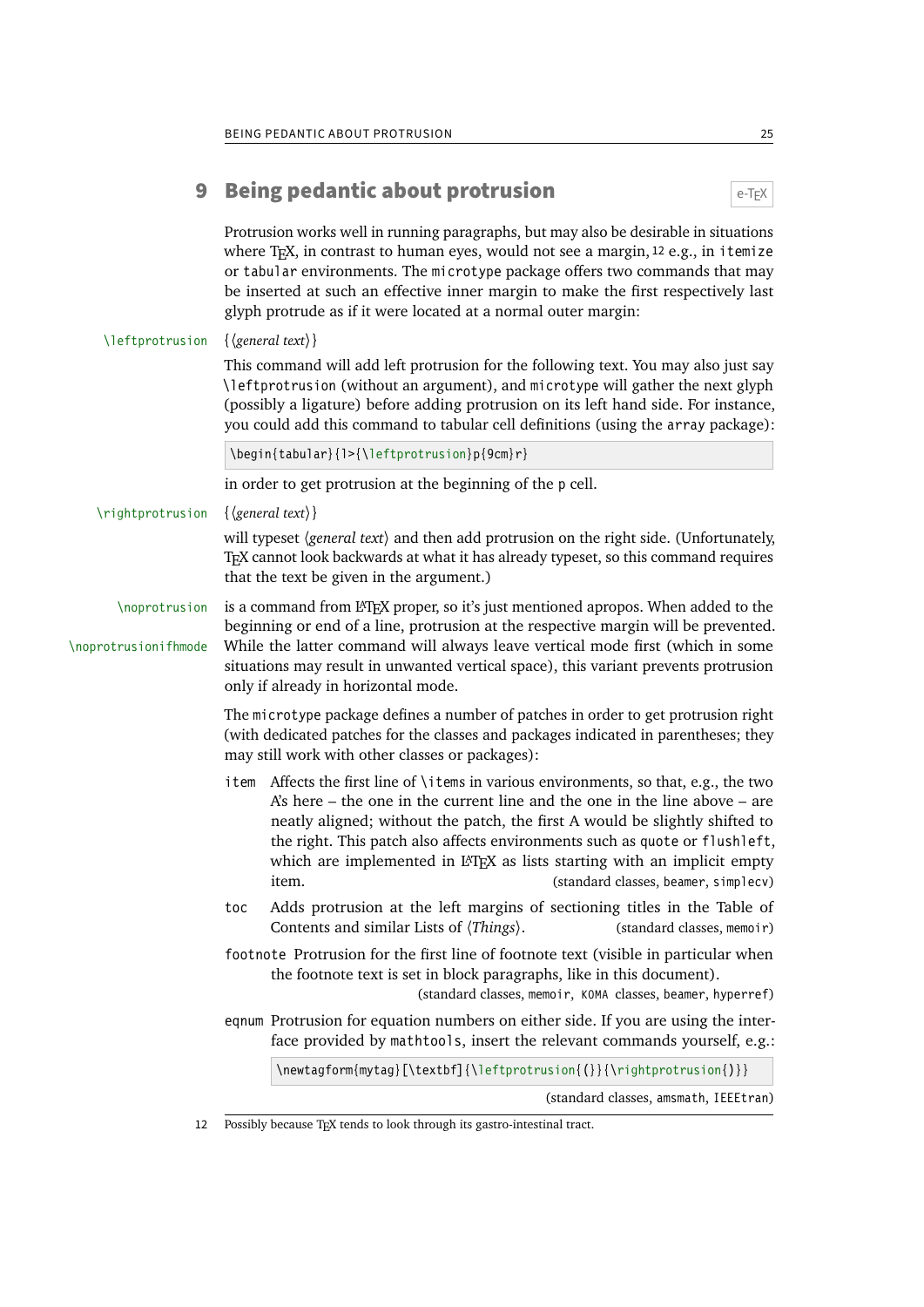## 9 Being pedantic about protrusion

e-TeX

Protrusion works well in running paragraphs, but may also be desirable in situations where TeX, in contrast to human eyes, would not see a margin,[12] e.g., in `itemize` or `tabular` environments. The `microtype` package offers two commands that may be inserted at such an effective inner margin to make the first respectively last glyph protrude as if it were located at a normal outer margin:

`\leftprotrusion` {⟨*general text*⟩}

This command will add left protrusion for the following text. You may also just say `\leftprotrusion` (without an argument), and `microtype` will gather the next glyph (possibly a ligature) before adding protrusion on its left hand side. For instance, you could add this command to tabular cell definitions (using the `array` package):

```
\begin{tabular}{l>{\leftprotrusion}p{9cm}r}
```

in order to get protrusion at the beginning of the `p` cell.

`\rightprotrusion` {⟨*general text*⟩}

will typeset ⟨*general text*⟩ and then add protrusion on the right side. (Unfortunately, TeX cannot look backwards at what it has already typeset, so this command requires that the text be given in the argument.)

`\noprotrusion` is a command from LaTeX proper, so it's just mentioned apropos. When added to the beginning or end of a line, protrusion at the respective margin will be prevented.

`\noprotrusionifhmode` While the latter command will always leave vertical mode first (which in some situations may result in unwanted vertical space), this variant prevents protrusion only if already in horizontal mode.

The `microtype` package defines a number of patches in order to get protrusion right (with dedicated patches for the classes and packages indicated in parentheses; they may still work with other classes or packages):

- `item` Affects the first line of `\item`s in various environments, so that, e.g., the two A's here – the one in the current line and the one in the line above – are neatly aligned; without the patch, the first A would be slightly shifted to the right. This patch also affects environments such as `quote` or `flushleft`, which are implemented in LaTeX as lists starting with an implicit empty item. (standard classes, `beamer`, `simplecv`)
- `toc` Adds protrusion at the left margins of sectioning titles in the Table of Contents and similar Lists of ⟨*Things*⟩. (standard classes, `memoir`)
- `footnote` Protrusion for the first line of footnote text (visible in particular when the footnote text is set in block paragraphs, like in this document). (standard classes, `memoir`, KOMA classes, `beamer`, `hyperref`)
- `eqnum` Protrusion for equation numbers on either side. If you are using the interface provided by `mathtools`, insert the relevant commands yourself, e.g.:

```
\newtagform{mytag}[\textbf]{\leftprotrusion{(}}{\rightprotrusion{)}}
```

(standard classes, `amsmath`, `IEEEtran`)

---

[12] Possibly because TeX tends to look through its gastro-intestinal tract.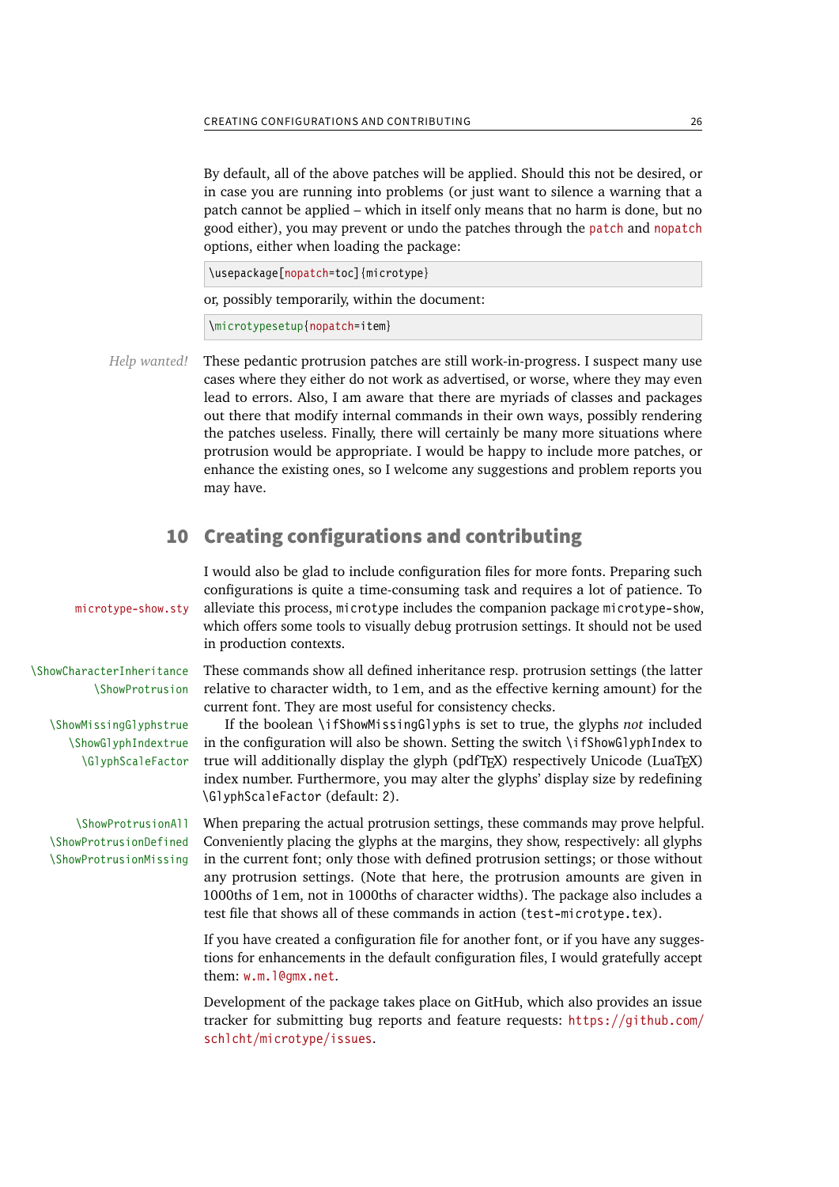By default, all of the above patches will be applied. Should this not be desired, or in case you are running into problems (or just want to silence a warning that a patch cannot be applied – which in itself only means that no harm is done, but no good either), you may prevent or undo the patches through the `patch` and `nopatch` options, either when loading the package:

```
\usepackage[nopatch=toc]{microtype}
```

or, possibly temporarily, within the document:

```
\microtypesetup{nopatch=item}
```

*Help wanted!* These pedantic protrusion patches are still work-in-progress. I suspect many use cases where they either do not work as advertised, or worse, where they may even lead to errors. Also, I am aware that there are myriads of classes and packages out there that modify internal commands in their own ways, possibly rendering the patches useless. Finally, there will certainly be many more situations where protrusion would be appropriate. I would be happy to include more patches, or enhance the existing ones, so I welcome any suggestions and problem reports you may have.

## 10 Creating configurations and contributing

`microtype-show.sty`

I would also be glad to include configuration files for more fonts. Preparing such configurations is quite a time-consuming task and requires a lot of patience. To alleviate this process, `microtype` includes the companion package `microtype-show`, which offers some tools to visually debug protrusion settings. It should not be used in production contexts.

`\ShowCharacterInheritance`
`\ShowProtrusion`

These commands show all defined inheritance resp. protrusion settings (the latter relative to character width, to 1 em, and as the effective kerning amount) for the current font. They are most useful for consistency checks.

`\ShowMissingGlyphstrue`
`\ShowGlyphIndextrue`
`\GlyphScaleFactor`

If the boolean `\ifShowMissingGlyphs` is set to true, the glyphs *not* included in the configuration will also be shown. Setting the switch `\ifShowGlyphIndex` to true will additionally display the glyph (pdfTEX) respectively Unicode (LuaTEX) index number. Furthermore, you may alter the glyphs' display size by redefining `\GlyphScaleFactor` (default: `2`).

`\ShowProtrusionAll`
`\ShowProtrusionDefined`
`\ShowProtrusionMissing`

When preparing the actual protrusion settings, these commands may prove helpful. Conveniently placing the glyphs at the margins, they show, respectively: all glyphs in the current font; only those with defined protrusion settings; or those without any protrusion settings. (Note that here, the protrusion amounts are given in 1000ths of 1 em, not in 1000ths of character widths). The package also includes a test file that shows all of these commands in action (`test-microtype.tex`).

If you have created a configuration file for another font, or if you have any suggestions for enhancements in the default configuration files, I would gratefully accept them: `w.m.l@gmx.net`.

Development of the package takes place on GitHub, which also provides an issue tracker for submitting bug reports and feature requests: `https://github.com/schlcht/microtype/issues`.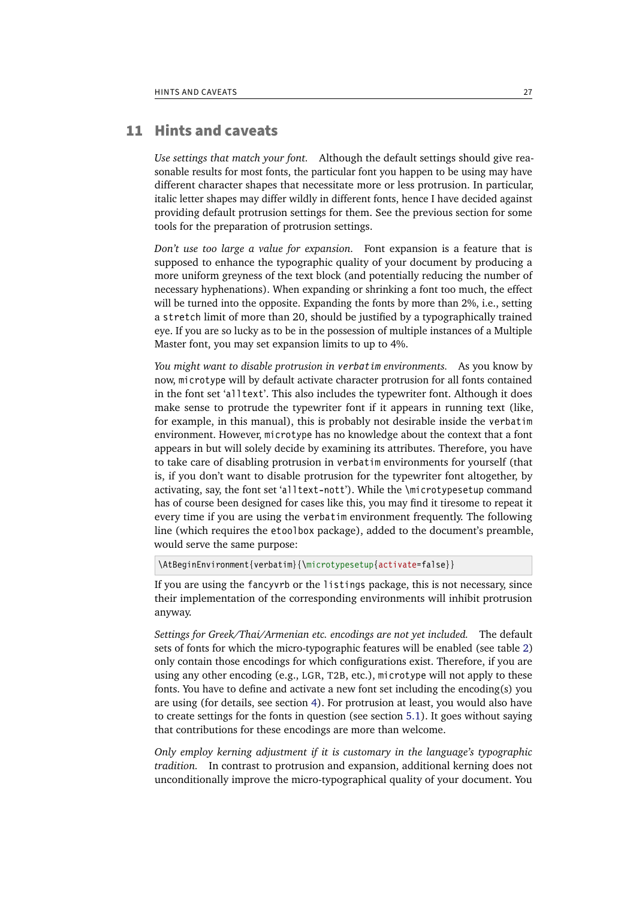# 11 Hints and caveats

*Use settings that match your font.* Although the default settings should give reasonable results for most fonts, the particular font you happen to be using may have different character shapes that necessitate more or less protrusion. In particular, italic letter shapes may differ wildly in different fonts, hence I have decided against providing default protrusion settings for them. See the previous section for some tools for the preparation of protrusion settings.

*Don't use too large a value for expansion.* Font expansion is a feature that is supposed to enhance the typographic quality of your document by producing a more uniform greyness of the text block (and potentially reducing the number of necessary hyphenations). When expanding or shrinking a font too much, the effect will be turned into the opposite. Expanding the fonts by more than 2%, i.e., setting a `stretch` limit of more than 20, should be justified by a typographically trained eye. If you are so lucky as to be in the possession of multiple instances of a Multiple Master font, you may set expansion limits to up to 4%.

*You might want to disable protrusion in `verbatim` environments.* As you know by now, `microtype` will by default activate character protrusion for all fonts contained in the font set '`alltext`'. This also includes the typewriter font. Although it does make sense to protrude the typewriter font if it appears in running text (like, for example, in this manual), this is probably not desirable inside the `verbatim` environment. However, `microtype` has no knowledge about the context that a font appears in but will solely decide by examining its attributes. Therefore, you have to take care of disabling protrusion in `verbatim` environments for yourself (that is, if you don't want to disable protrusion for the typewriter font altogether, by activating, say, the font set '`alltext-nott`'). While the `\microtypesetup` command has of course been designed for cases like this, you may find it tiresome to repeat it every time if you are using the `verbatim` environment frequently. The following line (which requires the `etoolbox` package), added to the document's preamble, would serve the same purpose:

```
\AtBeginEnvironment{verbatim}{\microtypesetup{activate=false}}
```

If you are using the `fancyvrb` or the `listings` package, this is not necessary, since their implementation of the corresponding environments will inhibit protrusion anyway.

*Settings for Greek/Thai/Armenian etc. encodings are not yet included.* The default sets of fonts for which the micro-typographic features will be enabled (see table 2) only contain those encodings for which configurations exist. Therefore, if you are using any other encoding (e.g., LGR, T2B, etc.), `microtype` will not apply to these fonts. You have to define and activate a new font set including the encoding(s) you are using (for details, see section 4). For protrusion at least, you would also have to create settings for the fonts in question (see section 5.1). It goes without saying that contributions for these encodings are more than welcome.

*Only employ kerning adjustment if it is customary in the language's typographic tradition.* In contrast to protrusion and expansion, additional kerning does not unconditionally improve the micro-typographical quality of your document. You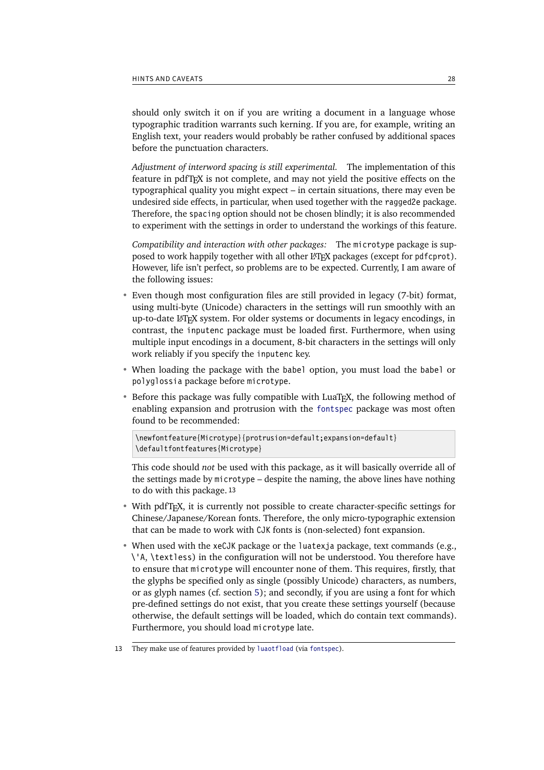should only switch it on if you are writing a document in a language whose typographic tradition warrants such kerning. If you are, for example, writing an English text, your readers would probably be rather confused by additional spaces before the punctuation characters.

*Adjustment of interword spacing is still experimental.* The implementation of this feature in pdfTEX is not complete, and may not yield the positive effects on the typographical quality you might expect – in certain situations, there may even be undesired side effects, in particular, when used together with the `ragged2e` package. Therefore, the `spacing` option should not be chosen blindly; it is also recommended to experiment with the settings in order to understand the workings of this feature.

*Compatibility and interaction with other packages:* The `microtype` package is supposed to work happily together with all other LATEX packages (except for `pdfcprot`). However, life isn't perfect, so problems are to be expected. Currently, I am aware of the following issues:

- Even though most configuration files are still provided in legacy (7-bit) format, using multi-byte (Unicode) characters in the settings will run smoothly with an up-to-date LATEX system. For older systems or documents in legacy encodings, in contrast, the `inputenc` package must be loaded first. Furthermore, when using multiple input encodings in a document, 8-bit characters in the settings will only work reliably if you specify the `inputenc` key.
- When loading the package with the `babel` option, you must load the `babel` or `polyglossia` package before `microtype`.
- Before this package was fully compatible with LuaTEX, the following method of enabling expansion and protrusion with the `fontspec` package was most often found to be recommended:

```
\newfontfeature{Microtype}{protrusion=default;expansion=default}
\defaultfontfeatures{Microtype}
```

  This code should *not* be used with this package, as it will basically override all of the settings made by `microtype` – despite the naming, the above lines have nothing to do with this package.[13]

- With pdfTEX, it is currently not possible to create character-specific settings for Chinese/Japanese/Korean fonts. Therefore, the only micro-typographic extension that can be made to work with `CJK` fonts is (non-selected) font expansion.
- When used with the `xeCJK` package or the `luatexja` package, text commands (e.g., `\'A`, `\textless`) in the configuration will not be understood. You therefore have to ensure that `microtype` will encounter none of them. This requires, firstly, that the glyphs be specified only as single (possibly Unicode) characters, as numbers, or as glyph names (cf. section 5); and secondly, if you are using a font for which pre-defined settings do not exist, that you create these settings yourself (because otherwise, the default settings will be loaded, which do contain text commands). Furthermore, you should load `microtype` late.

[13] They make use of features provided by `luaotfload` (via `fontspec`).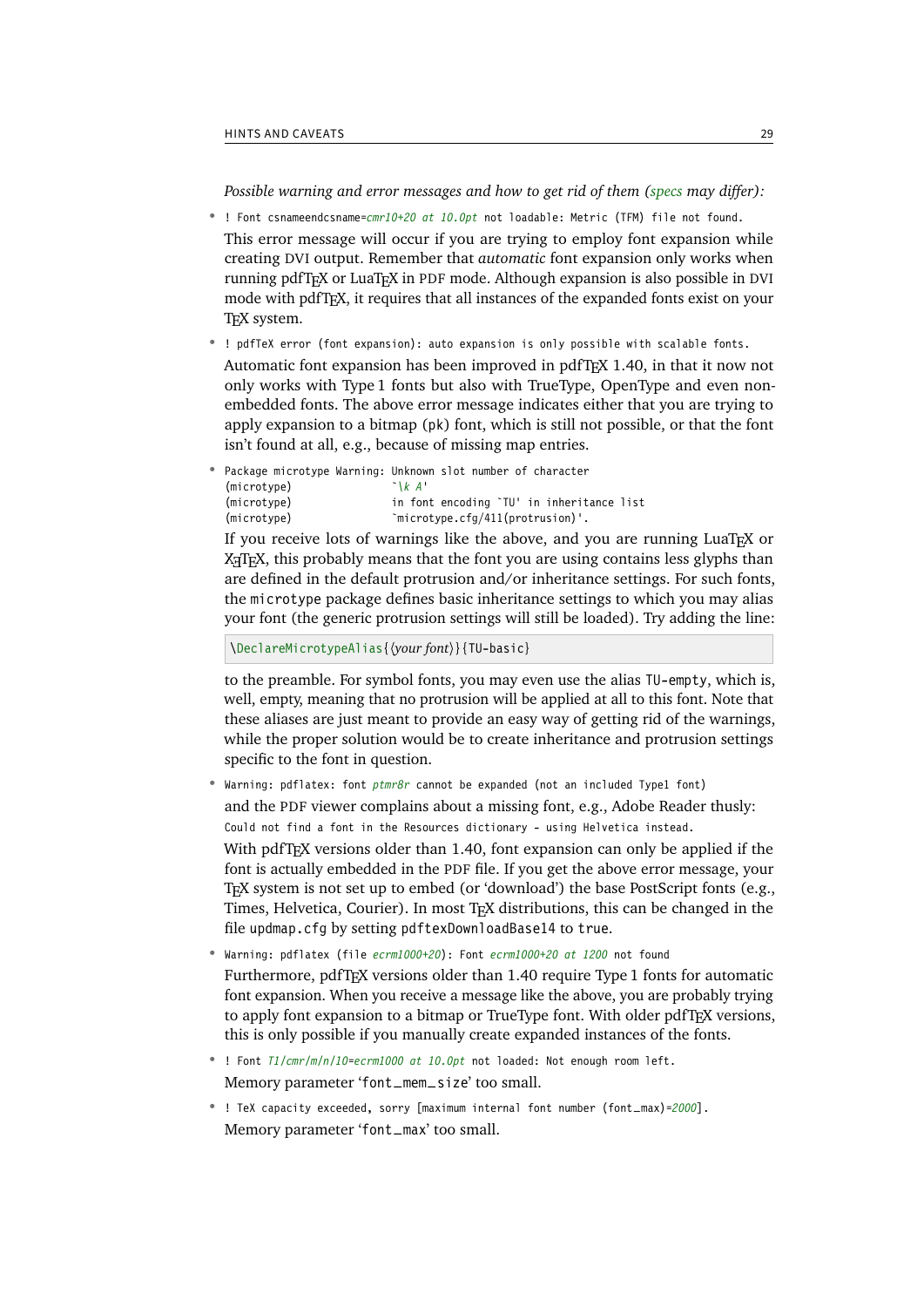*Possible warning and error messages and how to get rid of them (specs may differ):*

- `! Font csnameendcsname=cmr10+20 at 10.0pt not loadable: Metric (TFM) file not found.`

  This error message will occur if you are trying to employ font expansion while creating DVI output. Remember that *automatic* font expansion only works when running pdfTeX or LuaTeX in PDF mode. Although expansion is also possible in DVI mode with pdfTeX, it requires that all instances of the expanded fonts exist on your TeX system.

- `! pdfTeX error (font expansion): auto expansion is only possible with scalable fonts.`

  Automatic font expansion has been improved in pdfTeX 1.40, in that it now not only works with Type 1 fonts but also with TrueType, OpenType and even non-embedded fonts. The above error message indicates either that you are trying to apply expansion to a bitmap (pk) font, which is still not possible, or that the font isn't found at all, e.g., because of missing map entries.

- ```
  Package microtype Warning: Unknown slot number of character
  (microtype)                `\k A'
  (microtype)                in font encoding `TU' in inheritance list
  (microtype)                `microtype.cfg/411(protrusion)'.
  ```

  If you receive lots of warnings like the above, and you are running LuaTeX or XeTeX, this probably means that the font you are using contains less glyphs than are defined in the default protrusion and/or inheritance settings. For such fonts, the `microtype` package defines basic inheritance settings to which you may alias your font (the generic protrusion settings will still be loaded). Try adding the line:

  ```
  \DeclareMicrotypeAlias{⟨your font⟩}{TU-basic}
  ```

  to the preamble. For symbol fonts, you may even use the alias `TU-empty`, which is, well, empty, meaning that no protrusion will be applied at all to this font. Note that these aliases are just meant to provide an easy way of getting rid of the warnings, while the proper solution would be to create inheritance and protrusion settings specific to the font in question.

- `Warning: pdflatex: font ptmr8r cannot be expanded (not an included Type1 font)`

  and the PDF viewer complains about a missing font, e.g., Adobe Reader thusly:
  `Could not find a font in the Resources dictionary - using Helvetica instead.`

  With pdfTeX versions older than 1.40, font expansion can only be applied if the font is actually embedded in the PDF file. If you get the above error message, your TeX system is not set up to embed (or 'download') the base PostScript fonts (e.g., Times, Helvetica, Courier). In most TeX distributions, this can be changed in the file `updmap.cfg` by setting `pdftexDownloadBase14` to `true`.

- `Warning: pdflatex (file ecrm1000+20): Font ecrm1000+20 at 1200 not found`

  Furthermore, pdfTeX versions older than 1.40 require Type 1 fonts for automatic font expansion. When you receive a message like the above, you are probably trying to apply font expansion to a bitmap or TrueType font. With older pdfTeX versions, this is only possible if you manually create expanded instances of the fonts.

- `! Font T1/cmr/m/n/10=ecrm1000 at 10.0pt not loaded: Not enough room left.`

  Memory parameter '`font_mem_size`' too small.

- `! TeX capacity exceeded, sorry [maximum internal font number (font_max)=2000].`

  Memory parameter '`font_max`' too small.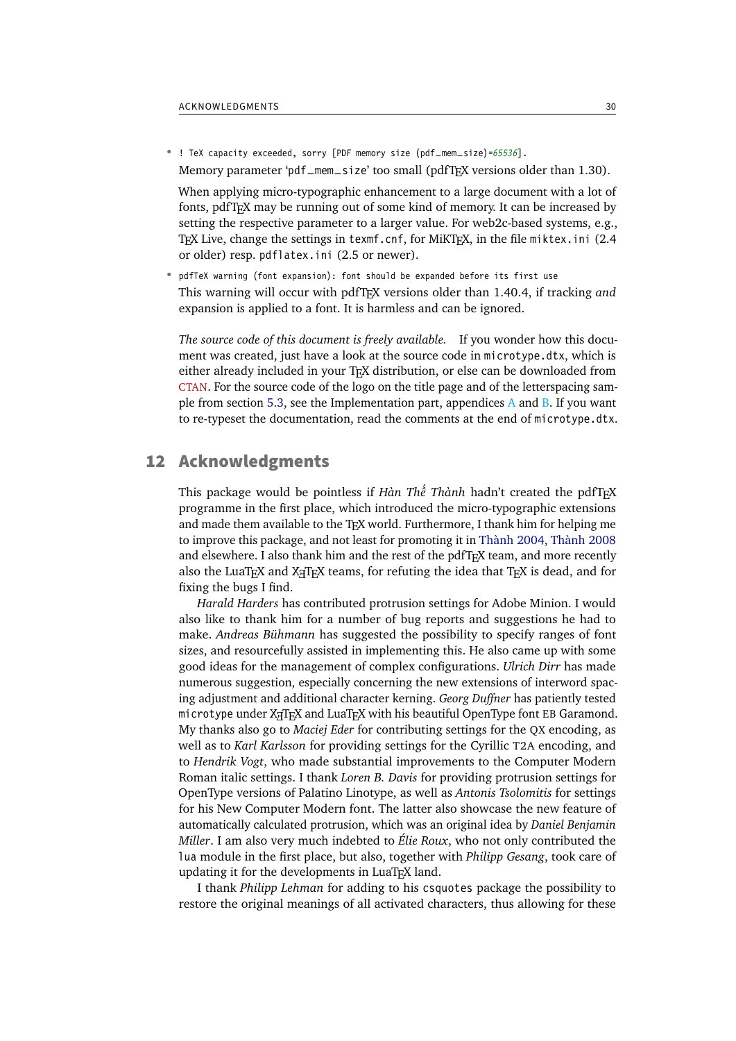- `! TeX capacity exceeded, sorry [PDF memory size (pdf_mem_size)=65536].`

  Memory parameter ‘`pdf_mem_size`’ too small (pdfTeX versions older than 1.30).

  When applying micro-typographic enhancement to a large document with a lot of fonts, pdfTeX may be running out of some kind of memory. It can be increased by setting the respective parameter to a larger value. For web2c-based systems, e.g., TeX Live, change the settings in `texmf.cnf`, for MiKTeX, in the file `miktex.ini` (2.4 or older) resp. `pdflatex.ini` (2.5 or newer).

- `pdfTeX warning (font expansion): font should be expanded before its first use`

  This warning will occur with pdfTeX versions older than 1.40.4, if tracking *and* expansion is applied to a font. It is harmless and can be ignored.

*The source code of this document is freely available.* If you wonder how this document was created, just have a look at the source code in `microtype.dtx`, which is either already included in your TeX distribution, or else can be downloaded from CTAN. For the source code of the logo on the title page and of the letterspacing sample from section 5.3, see the Implementation part, appendices A and B. If you want to re-typeset the documentation, read the comments at the end of `microtype.dtx`.

## 12 Acknowledgments

This package would be pointless if *Hàn Thế Thành* hadn't created the pdfTeX programme in the first place, which introduced the micro-typographic extensions and made them available to the TeX world. Furthermore, I thank him for helping me to improve this package, and not least for promoting it in Thành 2004, Thành 2008 and elsewhere. I also thank him and the rest of the pdfTeX team, and more recently also the LuaTeX and XeTeX teams, for refuting the idea that TeX is dead, and for fixing the bugs I find.

*Harald Harders* has contributed protrusion settings for Adobe Minion. I would also like to thank him for a number of bug reports and suggestions he had to make. *Andreas Bühmann* has suggested the possibility to specify ranges of font sizes, and resourcefully assisted in implementing this. He also came up with some good ideas for the management of complex configurations. *Ulrich Dirr* has made numerous suggestion, especially concerning the new extensions of interword spacing adjustment and additional character kerning. *Georg Duffner* has patiently tested `microtype` under XeTeX and LuaTeX with his beautiful OpenType font EB Garamond. My thanks also go to *Maciej Eder* for contributing settings for the QX encoding, as well as to *Karl Karlsson* for providing settings for the Cyrillic T2A encoding, and to *Hendrik Vogt*, who made substantial improvements to the Computer Modern Roman italic settings. I thank *Loren B. Davis* for providing protrusion settings for OpenType versions of Palatino Linotype, as well as *Antonis Tsolomitis* for settings for his New Computer Modern font. The latter also showcase the new feature of automatically calculated protrusion, which was an original idea by *Daniel Benjamin Miller*. I am also very much indebted to *Élie Roux*, who not only contributed the `lua` module in the first place, but also, together with *Philipp Gesang*, took care of updating it for the developments in LuaTeX land.

I thank *Philipp Lehman* for adding to his `csquotes` package the possibility to restore the original meanings of all activated characters, thus allowing for these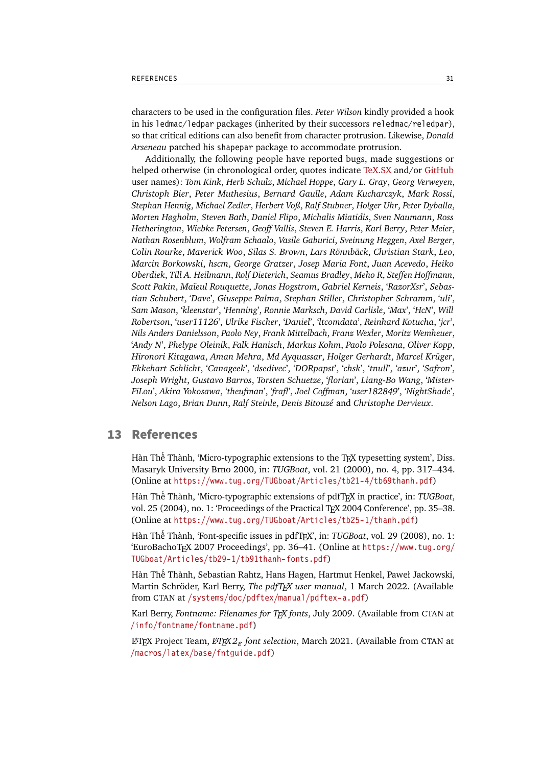characters to be used in the configuration files. *Peter Wilson* kindly provided a hook in his `ledmac`/`ledpar` packages (inherited by their successors `reledmac`/`reledpar`), so that critical editions can also benefit from character protrusion. Likewise, *Donald Arseneau* patched his `shapepar` package to accommodate protrusion.

Additionally, the following people have reported bugs, made suggestions or helped otherwise (in chronological order, quotes indicate TeX.SX and/or GitHub user names): *Tom Kink*, *Herb Schulz*, *Michael Hoppe*, *Gary L. Gray*, *Georg Verweyen*, *Christoph Bier*, *Peter Muthesius*, *Bernard Gaulle*, *Adam Kucharczyk*, *Mark Rossi*, *Stephan Hennig*, *Michael Zedler*, *Herbert Voß*, *Ralf Stubner*, *Holger Uhr*, *Peter Dyballa*, *Morten Høgholm*, *Steven Bath*, *Daniel Flipo*, *Michalis Miatidis*, *Sven Naumann*, *Ross Hetherington*, *Wiebke Petersen*, *Geoff Vallis*, *Steven E. Harris*, *Karl Berry*, *Peter Meier*, *Nathan Rosenblum*, *Wolfram Schaalo*, *Vasile Gaburici*, *Sveinung Heggen*, *Axel Berger*, *Colin Rourke*, *Maverick Woo*, *Silas S. Brown*, *Lars Rönnbäck*, *Christian Stark*, *Leo*, *Marcin Borkowski*, *hscm*, *George Gratzer*, *Josep Maria Font*, *Juan Acevedo*, *Heiko Oberdiek*, *Till A. Heilmann*, *Rolf Dieterich*, *Seamus Bradley*, *Meho R*, *Steffen Hoffmann*, *Scott Pakin*, *Maïeul Rouquette*, *Jonas Hogstrom*, *Gabriel Kerneis*, '*RazorXsr*', *Sebastian Schubert*, '*Dave*', *Giuseppe Palma*, *Stephan Stiller*, *Christopher Schramm*, '*uli*', *Sam Mason*, '*kleenstar*', '*Henning*', *Ronnie Marksch*, *David Carlisle*, '*Max*', '*HcN*', *Will Robertson*, '*user11126*', *Ulrike Fischer*, '*Daniel*', '*ltcomdata*', *Reinhard Kotucha*, '*jcr*', *Nils Anders Danielsson*, *Paolo Ney*, *Frank Mittelbach*, *Franz Wexler*, *Moritz Wemheuer*, '*Andy N*', *Phelype Oleinik*, *Falk Hanisch*, *Markus Kohm*, *Paolo Polesana*, *Oliver Kopp*, *Hironori Kitagawa*, *Aman Mehra*, *Md Ayquassar*, *Holger Gerhardt*, *Marcel Krüger*, *Ekkehart Schlicht*, '*Canageek*', '*dsedivec*', '*DORpapst*', '*chsk*', '*tnull*', '*azur*', '*Safron*', *Joseph Wright*, *Gustavo Barros*, *Torsten Schuetze*, '*florian*', *Liang-Bo Wang*, '*MisterFiLou*', *Akira Yokosawa*, '*theufman*', '*frafl*', *Joel Coffman*, '*user182849*', '*NightShade*', *Nelson Lago*, *Brian Dunn*, *Ralf Steinle*, *Denis Bitouzé* and *Christophe Dervieux*.

## 13 References

Hàn Thế Thành, 'Micro-typographic extensions to the TeX typesetting system', Diss. Masaryk University Brno 2000, in: *TUGBoat*, vol. 21 (2000), no. 4, pp. 317–434. (Online at `https://www.tug.org/TUGboat/Articles/tb21-4/tb69thanh.pdf`)

Hàn Thế Thành, 'Micro-typographic extensions of pdfTeX in practice', in: *TUGBoat*, vol. 25 (2004), no. 1: 'Proceedings of the Practical TeX 2004 Conference', pp. 35–38. (Online at `https://www.tug.org/TUGboat/Articles/tb25-1/thanh.pdf`)

Hàn Thế Thành, 'Font-specific issues in pdfTeX', in: *TUGBoat*, vol. 29 (2008), no. 1: 'EuroBachoTeX 2007 Proceedings', pp. 36–41. (Online at `https://www.tug.org/TUGboat/Articles/tb29-1/tb91thanh-fonts.pdf`)

Hàn Thế Thành, Sebastian Rahtz, Hans Hagen, Hartmut Henkel, Paweł Jackowski, Martin Schröder, Karl Berry, *The pdfTeX user manual*, 1 March 2022. (Available from CTAN at `/systems/doc/pdftex/manual/pdftex-a.pdf`)

Karl Berry, *Fontname: Filenames for TeX fonts*, July 2009. (Available from CTAN at `/info/fontname/fontname.pdf`)

LaTeX Project Team, *LaTeX2ε font selection*, March 2021. (Available from CTAN at `/macros/latex/base/fntguide.pdf`)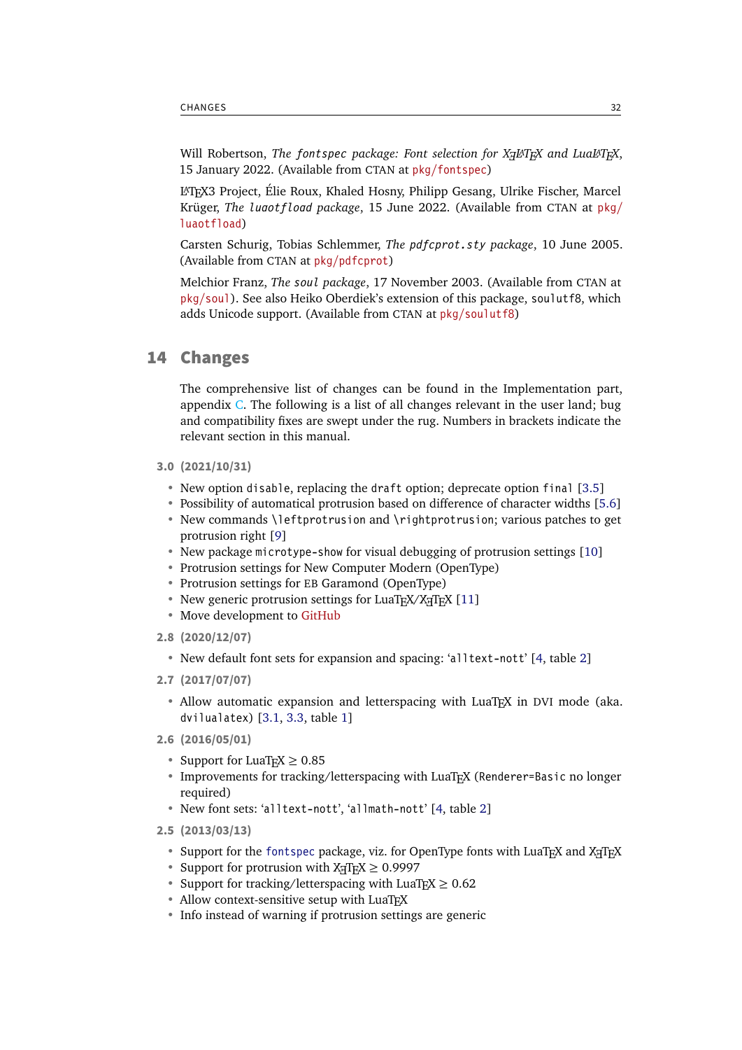Will Robertson, *The fontspec package: Font selection for XƎLaTeX and LuaLaTeX*, 15 January 2022. (Available from CTAN at pkg/fontspec)

LaTeX3 Project, Élie Roux, Khaled Hosny, Philipp Gesang, Ulrike Fischer, Marcel Krüger, *The luaotfload package*, 15 June 2022. (Available from CTAN at pkg/luaotfload)

Carsten Schurig, Tobias Schlemmer, *The pdfcprot.sty package*, 10 June 2005. (Available from CTAN at pkg/pdfcprot)

Melchior Franz, *The soul package*, 17 November 2003. (Available from CTAN at pkg/soul). See also Heiko Oberdiek's extension of this package, soulutf8, which adds Unicode support. (Available from CTAN at pkg/soulutf8)

## 14 Changes

The comprehensive list of changes can be found in the Implementation part, appendix C. The following is a list of all changes relevant in the user land; bug and compatibility fixes are swept under the rug. Numbers in brackets indicate the relevant section in this manual.

**3.0 (2021/10/31)**

- New option disable, replacing the draft option; deprecate option final [3.5]
- Possibility of automatical protrusion based on difference of character widths [5.6]
- New commands \leftprotrusion and \rightprotrusion; various patches to get protrusion right [9]
- New package microtype-show for visual debugging of protrusion settings [10]
- Protrusion settings for New Computer Modern (OpenType)
- Protrusion settings for EB Garamond (OpenType)
- New generic protrusion settings for LuaTeX/XƎTeX [11]
- Move development to GitHub

**2.8 (2020/12/07)**

- New default font sets for expansion and spacing: 'alltext-nott' [4, table 2]

**2.7 (2017/07/07)**

- Allow automatic expansion and letterspacing with LuaTeX in DVI mode (aka. dvilualatex) [3.1, 3.3, table 1]

**2.6 (2016/05/01)**

- Support for LuaTeX ≥ 0.85
- Improvements for tracking/letterspacing with LuaTeX (Renderer=Basic no longer required)
- New font sets: 'alltext-nott', 'allmath-nott' [4, table 2]

**2.5 (2013/03/13)**

- Support for the fontspec package, viz. for OpenType fonts with LuaTeX and XƎTeX
- Support for protrusion with XƎTeX ≥ 0.9997
- Support for tracking/letterspacing with LuaTeX ≥ 0.62
- Allow context-sensitive setup with LuaTeX
- Info instead of warning if protrusion settings are generic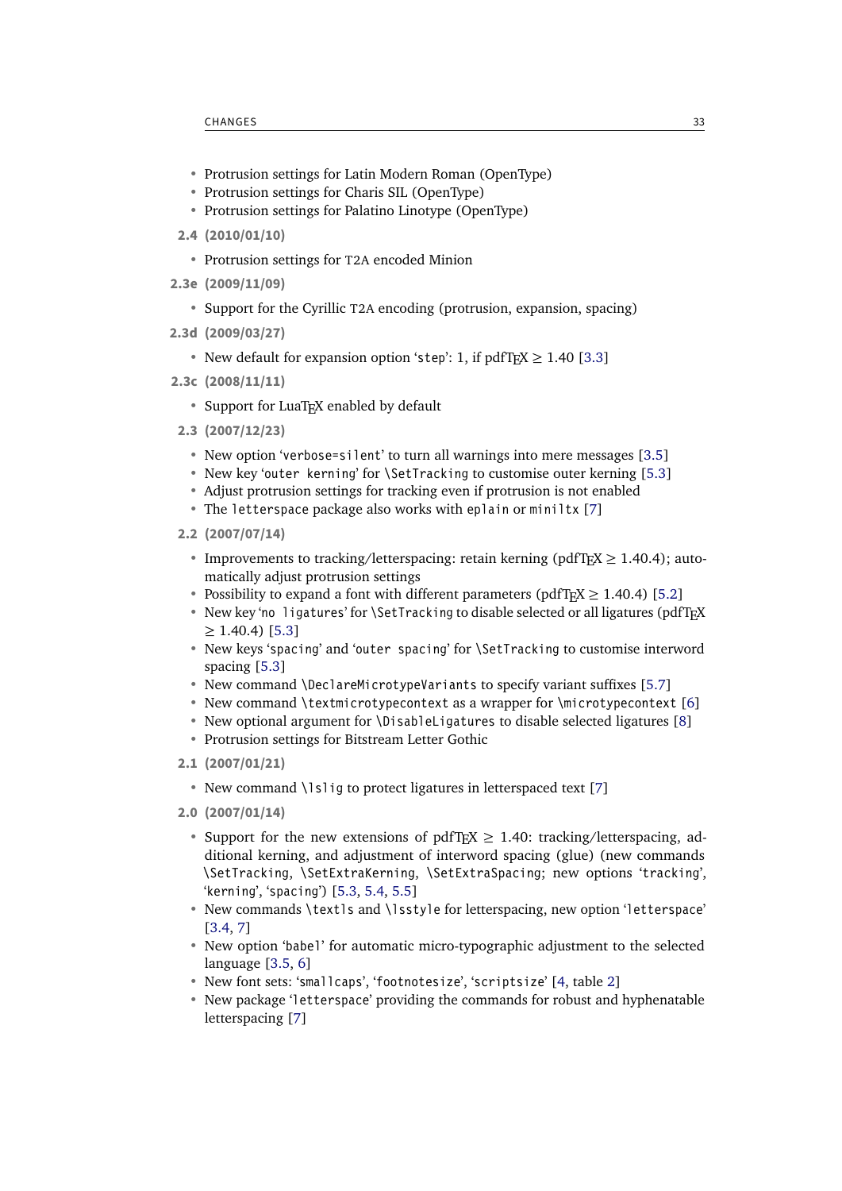- Protrusion settings for Latin Modern Roman (OpenType)
- Protrusion settings for Charis SIL (OpenType)
- Protrusion settings for Palatino Linotype (OpenType)

**2.4 (2010/01/10)**

- Protrusion settings for T2A encoded Minion

**2.3e (2009/11/09)**

- Support for the Cyrillic T2A encoding (protrusion, expansion, spacing)

**2.3d (2009/03/27)**

- New default for expansion option '`step`': 1, if pdfTEX ≥ 1.40 [3.3]

**2.3c (2008/11/11)**

- Support for LuaTEX enabled by default

**2.3 (2007/12/23)**

- New option '`verbose=silent`' to turn all warnings into mere messages [3.5]
- New key '`outer kerning`' for `\SetTracking` to customise outer kerning [5.3]
- Adjust protrusion settings for tracking even if protrusion is not enabled
- The `letterspace` package also works with `eplain` or `miniltx` [7]

**2.2 (2007/07/14)**

- Improvements to tracking/letterspacing: retain kerning (pdfTEX ≥ 1.40.4); automatically adjust protrusion settings
- Possibility to expand a font with different parameters (pdfTEX ≥ 1.40.4) [5.2]
- New key '`no ligatures`' for `\SetTracking` to disable selected or all ligatures (pdfTEX ≥ 1.40.4) [5.3]
- New keys '`spacing`' and '`outer spacing`' for `\SetTracking` to customise interword spacing [5.3]
- New command `\DeclareMicrotypeVariants` to specify variant suffixes [5.7]
- New command `\textmicrotypecontext` as a wrapper for `\microtypecontext` [6]
- New optional argument for `\DisableLigatures` to disable selected ligatures [8]
- Protrusion settings for Bitstream Letter Gothic

**2.1 (2007/01/21)**

- New command `\lslig` to protect ligatures in letterspaced text [7]

**2.0 (2007/01/14)**

- Support for the new extensions of pdfTEX ≥ 1.40: tracking/letterspacing, additional kerning, and adjustment of interword spacing (glue) (new commands `\SetTracking`, `\SetExtraKerning`, `\SetExtraSpacing`; new options '`tracking`', '`kerning`', '`spacing`') [5.3, 5.4, 5.5]
- New commands `\textls` and `\lsstyle` for letterspacing, new option '`letterspace`' [3.4, 7]
- New option '`babel`' for automatic micro-typographic adjustment to the selected language [3.5, 6]
- New font sets: '`smallcaps`', '`footnotesize`', '`scriptsize`' [4, table 2]
- New package '`letterspace`' providing the commands for robust and hyphenatable letterspacing [7]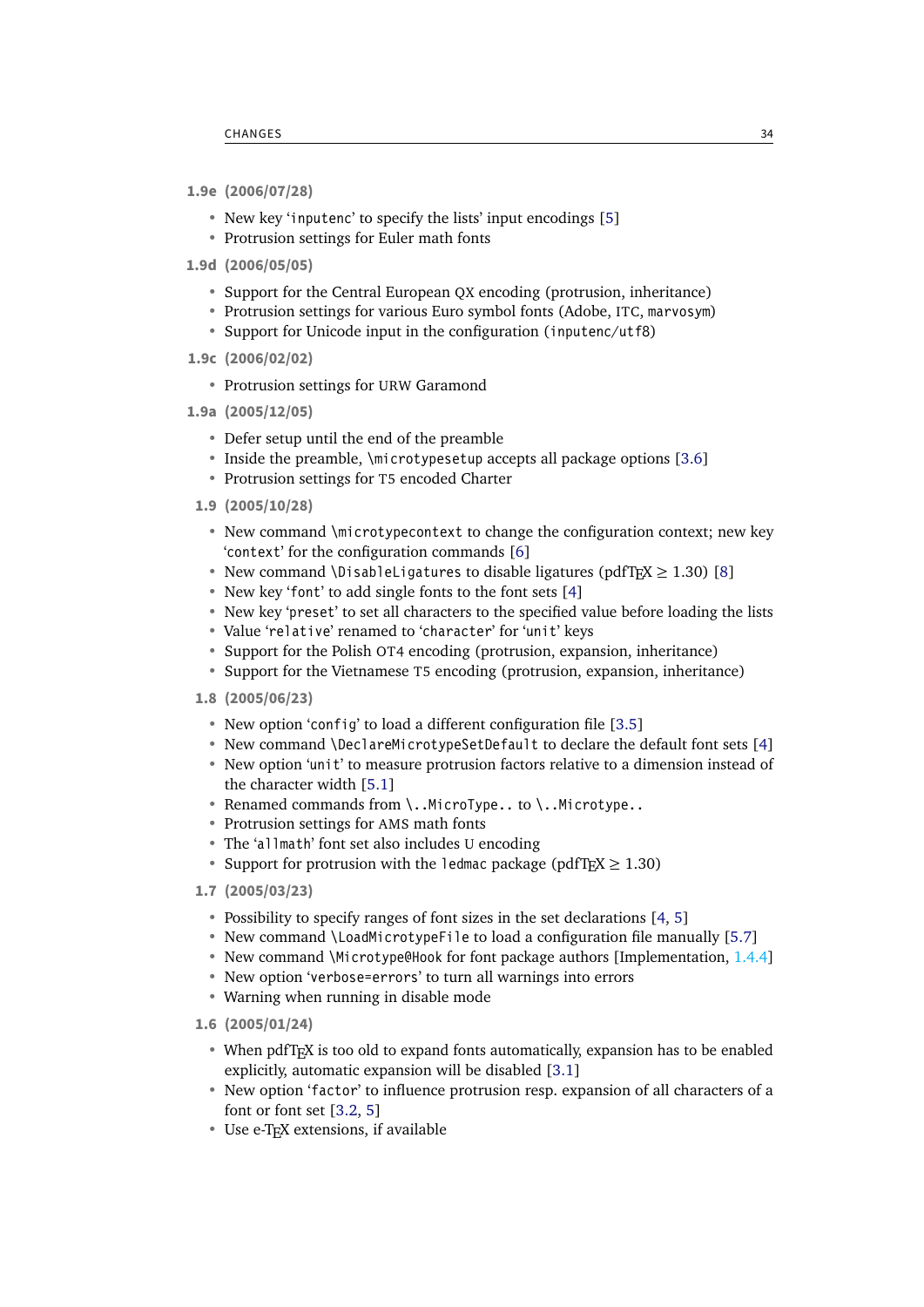**1.9e (2006/07/28)**

- New key 'inputenc' to specify the lists' input encodings [5]
- Protrusion settings for Euler math fonts

**1.9d (2006/05/05)**

- Support for the Central European QX encoding (protrusion, inheritance)
- Protrusion settings for various Euro symbol fonts (Adobe, ITC, marvosym)
- Support for Unicode input in the configuration (inputenc/utf8)

**1.9c (2006/02/02)**

- Protrusion settings for URW Garamond

**1.9a (2005/12/05)**

- Defer setup until the end of the preamble
- Inside the preamble, `\microtypesetup` accepts all package options [3.6]
- Protrusion settings for T5 encoded Charter

**1.9 (2005/10/28)**

- New command `\microtypecontext` to change the configuration context; new key 'context' for the configuration commands [6]
- New command `\DisableLigatures` to disable ligatures (pdfTEX $\geq$ 1.30) [8]
- New key 'font' to add single fonts to the font sets [4]
- New key 'preset' to set all characters to the specified value before loading the lists
- Value 'relative' renamed to 'character' for 'unit' keys
- Support for the Polish OT4 encoding (protrusion, expansion, inheritance)
- Support for the Vietnamese T5 encoding (protrusion, expansion, inheritance)

**1.8 (2005/06/23)**

- New option 'config' to load a different configuration file [3.5]
- New command `\DeclareMicrotypeSetDefault` to declare the default font sets [4]
- New option 'unit' to measure protrusion factors relative to a dimension instead of the character width [5.1]
- Renamed commands from `\..MicroType..` to `\..Microtype..`
- Protrusion settings for AMS math fonts
- The 'allmath' font set also includes U encoding
- Support for protrusion with the ledmac package (pdfTEX $\geq$ 1.30)

**1.7 (2005/03/23)**

- Possibility to specify ranges of font sizes in the set declarations [4, 5]
- New command `\LoadMicrotypeFile` to load a configuration file manually [5.7]
- New command `\Microtype@Hook` for font package authors [Implementation, 1.4.4]
- New option 'verbose=errors' to turn all warnings into errors
- Warning when running in disable mode

**1.6 (2005/01/24)**

- When pdfTEX is too old to expand fonts automatically, expansion has to be enabled explicitly, automatic expansion will be disabled [3.1]
- New option 'factor' to influence protrusion resp. expansion of all characters of a font or font set [3.2, 5]
- Use e-TEX extensions, if available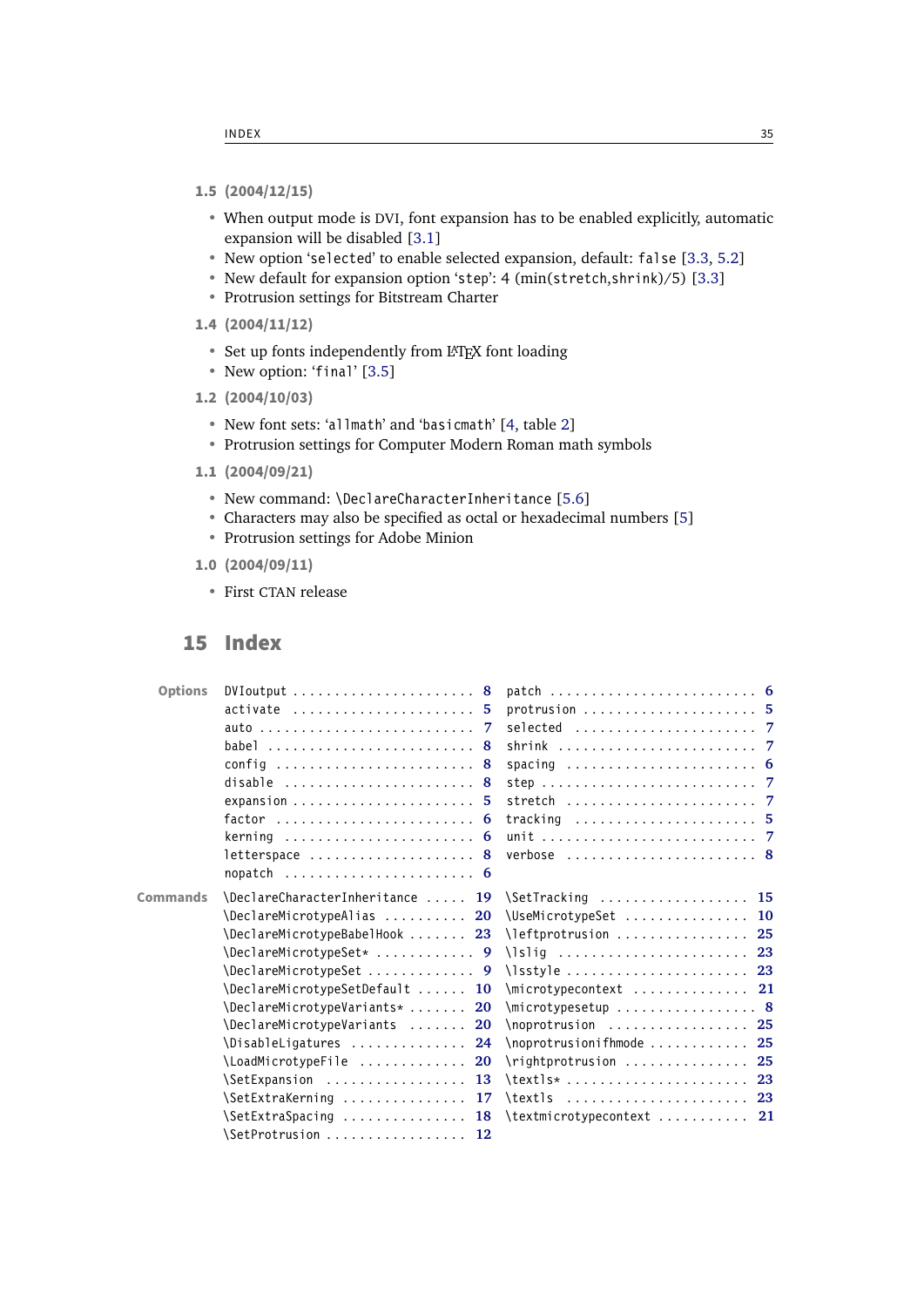**1.5 (2004/12/15)**

- When output mode is DVI, font expansion has to be enabled explicitly, automatic expansion will be disabled [3.1]
- New option '`selected`' to enable selected expansion, default: `false` [3.3, 5.2]
- New default for expansion option '`step`': 4 (min(`stretch`,`shrink`)/5) [3.3]
- Protrusion settings for Bitstream Charter

**1.4 (2004/11/12)**

- Set up fonts independently from LaTeX font loading
- New option: '`final`' [3.5]

**1.2 (2004/10/03)**

- New font sets: '`allmath`' and '`basicmath`' [4, table 2]
- Protrusion settings for Computer Modern Roman math symbols

**1.1 (2004/09/21)**

- New command: `\DeclareCharacterInheritance` [5.6]
- Characters may also be specified as octal or hexadecimal numbers [5]
- Protrusion settings for Adobe Minion

**1.0 (2004/09/11)**

- First CTAN release

## 15 Index

**Options**

- `DVIoutput` 8
- `activate` 5
- `auto` 7
- `babel` 8
- `config` 8
- `disable` 8
- `expansion` 5
- `factor` 6
- `kerning` 6
- `letterspace` 8
- `nopatch` 6
- `patch` 6
- `protrusion` 5
- `selected` 7
- `shrink` 7
- `spacing` 6
- `step` 7
- `stretch` 7
- `tracking` 5
- `unit` 7
- `verbose` 8

**Commands**

- `\DeclareCharacterInheritance` 19
- `\DeclareMicrotypeAlias` 20
- `\DeclareMicrotypeBabelHook` 23
- `\DeclareMicrotypeSet*` 9
- `\DeclareMicrotypeSet` 9
- `\DeclareMicrotypeSetDefault` 10
- `\DeclareMicrotypeVariants*` 20
- `\DeclareMicrotypeVariants` 20
- `\DisableLigatures` 24
- `\LoadMicrotypeFile` 20
- `\SetExpansion` 13
- `\SetExtraKerning` 17
- `\SetExtraSpacing` 18
- `\SetProtrusion` 12
- `\SetTracking` 15
- `\UseMicrotypeSet` 10
- `\leftprotrusion` 25
- `\lslig` 23
- `\lsstyle` 23
- `\microtypecontext` 21
- `\microtypesetup` 8
- `\noprotrusion` 25
- `\noprotrusionifhmode` 25
- `\rightprotrusion` 25
- `\textls*` 23
- `\textls` 23
- `\textmicrotypecontext` 21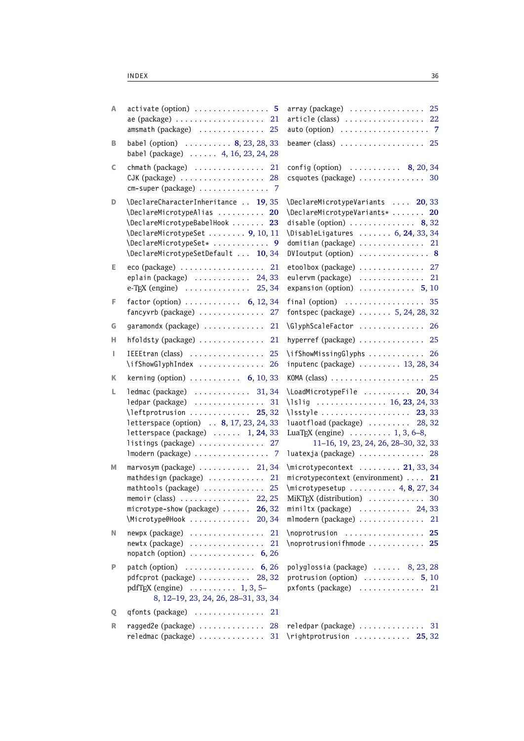**A**

- activate (option) . . . . . . . . . . . . . . . . **5**
- ae (package) . . . . . . . . . . . . . . . . . . . 21
- amsmath (package) . . . . . . . . . . . . . . 25
- array (package) . . . . . . . . . . . . . . . . 25
- article (class) . . . . . . . . . . . . . . . . . 22
- auto (option) . . . . . . . . . . . . . . . . . . . **7**

**B**

- babel (option) . . . . . . . . . . **8**, 23, 28, 33
- babel (package) . . . . . . 4, 16, 23, 24, 28
- beamer (class) . . . . . . . . . . . . . . . . . . 25

**C**

- chmath (package) . . . . . . . . . . . . . . . 21
- CJK (package) . . . . . . . . . . . . . . . . . . 28
- cm-super (package) . . . . . . . . . . . . . . . 7
- config (option) . . . . . . . . . . . **8**, 20, 34
- csquotes (package) . . . . . . . . . . . . . . 30

**D**

- \DeclareCharacterInheritance . . **19**, 35
- \DeclareMicrotypeAlias . . . . . . . . . . **20**
- \DeclareMicrotypeBabelHook . . . . . . . **23**
- \DeclareMicrotypeSet . . . . . . . . **9**, 10, 11
- \DeclareMicrotypeSet* . . . . . . . . . . . . **9**
- \DeclareMicrotypeSetDefault . . . **10**, 34
- \DeclareMicrotypeVariants . . . . **20**, 33
- \DeclareMicrotypeVariants* . . . . . . . **20**
- disable (option) . . . . . . . . . . . . . . **8**, 32
- \DisableLigatures . . . . . . . 6, **24**, 33, 34
- domitian (package) . . . . . . . . . . . . . . 21
- DVIoutput (option) . . . . . . . . . . . . . . . **8**

**E**

- eco (package) . . . . . . . . . . . . . . . . . . 21
- eplain (package) . . . . . . . . . . . . 24, 33
- e-TeX (engine) . . . . . . . . . . . . . . 25, 34
- etoolbox (package) . . . . . . . . . . . . . . 27
- eulervm (package) . . . . . . . . . . . . . . 21
- expansion (option) . . . . . . . . . . . **5**, 10

**F**

- factor (option) . . . . . . . . . . . . **6**, 12, 34
- fancyvrb (package) . . . . . . . . . . . . . . 27
- final (option) . . . . . . . . . . . . . . . . . . 35
- fontspec (package) . . . . . . . 5, 24, 28, 32

**G**

- garamondx (package) . . . . . . . . . . . . . 21
- \GlyphScaleFactor . . . . . . . . . . . . . . 26

**H**

- hfoldsty (package) . . . . . . . . . . . . . . 21
- hyperref (package) . . . . . . . . . . . . . . 25

**I**

- IEEEtran (class) . . . . . . . . . . . . . . . . 25
- \ifShowGlyphIndex . . . . . . . . . . . . . . 26
- \ifShowMissingGlyphs . . . . . . . . . . . . 26
- inputenc (package) . . . . . . . . . 13, 28, 34

**K**

- kerning (option) . . . . . . . . . . . **6**, 10, 33
- KOMA (class) . . . . . . . . . . . . . . . . . . . 25

**L**

- ledmac (package) . . . . . . . . . . . . 31, 34
- ledpar (package) . . . . . . . . . . . . . . . 31
- \leftprotrusion . . . . . . . . . . . . . **25**, 32
- letterspace (option) . . **8**, 17, 23, 24, 33
- letterspace (package) . . . . . . 1, **24**, 33
- listings (package) . . . . . . . . . . . . . . 27
- lmodern (package) . . . . . . . . . . . . . . . 7
- \LoadMicrotypeFile . . . . . . . . . . **20**, 34
- \lslig . . . . . . . . . . . . . . . 16, **23**, 24, 33
- \lsstyle . . . . . . . . . . . . . . . . . . . **23**, 33
- luaotfload (package) . . . . . . . . . 28, 32
- LuaTeX (engine) . . . . . . . . . 1, 3, 6–8, 11–16, 19, 23, 24, 26, 28–30, 32, 33
- luatexja (package) . . . . . . . . . . . . . . 28

**M**

- marvosym (package) . . . . . . . . . . . 21, 34
- mathdesign (package) . . . . . . . . . . . . 21
- mathtools (package) . . . . . . . . . . . . . 25
- memoir (class) . . . . . . . . . . . . . . 22, 25
- microtype-show (package) . . . . . . **26**, 32
- \Microtype@Hook . . . . . . . . . . . . . 20, 34
- \microtypecontext . . . . . . . . . **21**, 33, 34
- microtypecontext (environment) . . . . **21**
- \microtypesetup . . . . . . . . . . 4, **8**, 27, 34
- MiKTeX (distribution) . . . . . . . . . . . . 30
- miniltx (package) . . . . . . . . . . . . 24, 33
- mlmodern (package) . . . . . . . . . . . . . . 21

**N**

- newpx (package) . . . . . . . . . . . . . . . . 21
- newtx (package) . . . . . . . . . . . . . . . . 21
- nopatch (option) . . . . . . . . . . . . . **6**, 26
- \noprotrusion . . . . . . . . . . . . . . . . . **25**
- \noprotrusionifhmode . . . . . . . . . . . . **25**

**P**

- patch (option) . . . . . . . . . . . . . . . **6**, 26
- pdfcprot (package) . . . . . . . . . . . 28, 32
- pdfTeX (engine) . . . . . . . . . . 1, 3, 5–8, 12–19, 23, 24, 26, 28–31, 33, 34
- polyglossia (package) . . . . . . 8, 23, 28
- protrusion (option) . . . . . . . . . . . **5**, 10
- pxfonts (package) . . . . . . . . . . . . . . 21

**Q**

- qfonts (package) . . . . . . . . . . . . . . . 21

**R**

- ragged2e (package) . . . . . . . . . . . . . . 28
- reledmac (package) . . . . . . . . . . . . . 31
- reledpar (package) . . . . . . . . . . . . . . 31
- \rightprotrusion . . . . . . . . . . . . **25**, 32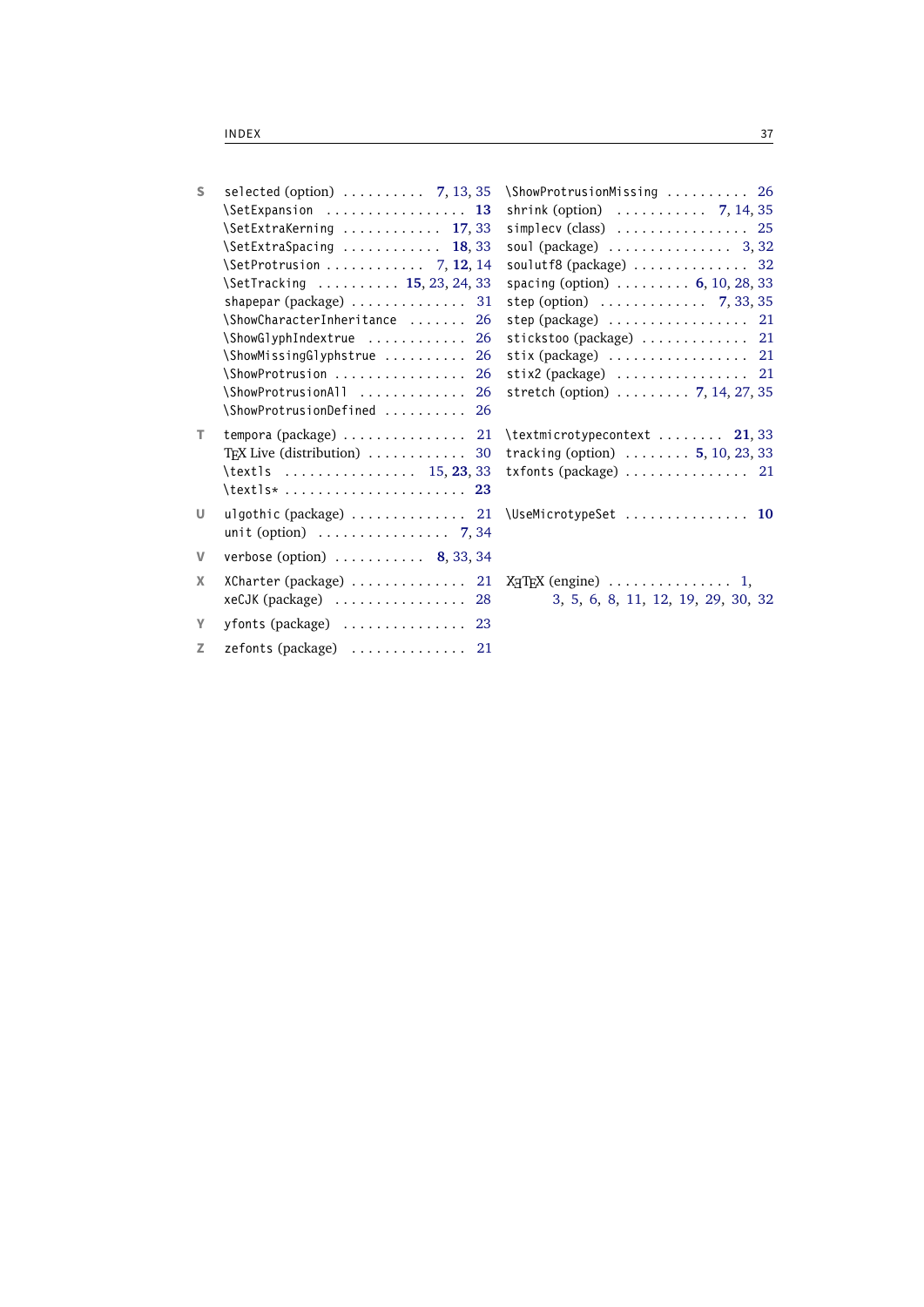**S**

- selected (option) . . . . . . . . . . **7**, 13, 35
- \SetExpansion . . . . . . . . . . . . . . . . . **13**
- \SetExtraKerning . . . . . . . . . . . . **17**, 33
- \SetExtraSpacing . . . . . . . . . . . . **18**, 33
- \SetProtrusion . . . . . . . . . . . . 7, **12**, 14
- \SetTracking . . . . . . . . . . **15**, 23, 24, 33
- shapepar (package) . . . . . . . . . . . . . . 31
- \ShowCharacterInheritance . . . . . . . 26
- \ShowGlyphIndextrue . . . . . . . . . . . . 26
- \ShowMissingGlyphstrue . . . . . . . . . . 26
- \ShowProtrusion . . . . . . . . . . . . . . . . 26
- \ShowProtrusionAll . . . . . . . . . . . . . 26
- \ShowProtrusionDefined . . . . . . . . . . 26
- \ShowProtrusionMissing . . . . . . . . . . 26
- shrink (option) . . . . . . . . . . . **7**, 14, 35
- simplecv (class) . . . . . . . . . . . . . . . . 25
- soul (package) . . . . . . . . . . . . . . . . 3, 32
- soulutf8 (package) . . . . . . . . . . . . . . 32
- spacing (option) . . . . . . . . . **6**, 10, 28, 33
- step (option) . . . . . . . . . . . . . **7**, 33, 35
- step (package) . . . . . . . . . . . . . . . . . 21
- stickstoo (package) . . . . . . . . . . . . . 21
- stix (package) . . . . . . . . . . . . . . . . . 21
- stix2 (package) . . . . . . . . . . . . . . . . 21
- stretch (option) . . . . . . . . . **7**, 14, 27, 35

**T**

- tempora (package) . . . . . . . . . . . . . . . 21
- TEX Live (distribution) . . . . . . . . . . . . 30
- \textls . . . . . . . . . . . . . . . . 15, **23**, 33
- \textls* . . . . . . . . . . . . . . . . . . . . . . **23**
- \textmicrotypecontext . . . . . . . . **21**, 33
- tracking (option) . . . . . . . . **5**, 10, 23, 33
- txfonts (package) . . . . . . . . . . . . . . . 21

**U**

- ulgothic (package) . . . . . . . . . . . . . . 21
- unit (option) . . . . . . . . . . . . . . . . **7**, 34
- \UseMicrotypeSet . . . . . . . . . . . . . . . **10**

**V**

- verbose (option) . . . . . . . . . . . **8**, 33, 34

**X**

- XCharter (package) . . . . . . . . . . . . . . 21
- xeCJK (package) . . . . . . . . . . . . . . . . 28
- XƎTEX (engine) . . . . . . . . . . . . . . . 1, 3, 5, 6, 8, 11, 12, 19, 29, 30, 32

**Y**

- yfonts (package) . . . . . . . . . . . . . . . 23

**Z**

- zefonts (package) . . . . . . . . . . . . . . 21